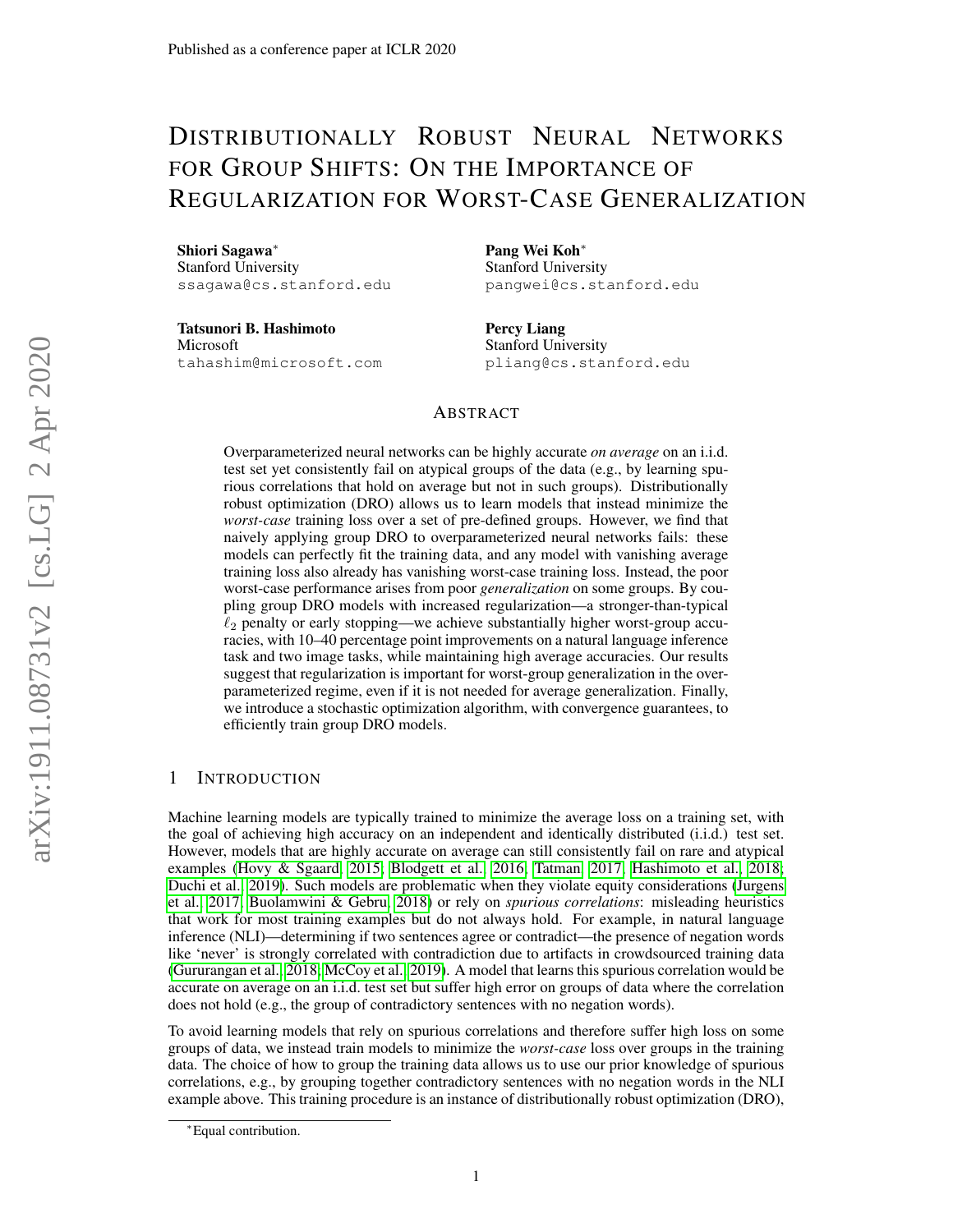# Distributionally Robust Neural Networks for Group Shifts: On the Importance of Regularization for Worst-Case Generalization

**Shiori Sagawa***
Stanford University
ssagawa@cs.stanford.edu

**Pang Wei Koh***
Stanford University
pangwei@cs.stanford.edu

**Tatsunori B. Hashimoto**
Microsoft
tahashim@microsoft.com

**Percy Liang**
Stanford University
pliang@cs.stanford.edu

## Abstract

Overparameterized neural networks can be highly accurate *on average* on an i.i.d. test set yet consistently fail on atypical groups of the data (e.g., by learning spurious correlations that hold on average but not in such groups). Distributionally robust optimization (DRO) allows us to learn models that instead minimize the *worst-case* training loss over a set of pre-defined groups. However, we find that naively applying group DRO to overparameterized neural networks fails: these models can perfectly fit the training data, and any model with vanishing average training loss also already has vanishing worst-case training loss. Instead, the poor worst-case performance arises from poor *generalization* on some groups. By coupling group DRO models with increased regularization—a stronger-than-typical $\ell_2$ penalty or early stopping—we achieve substantially higher worst-group accuracies, with 10–40 percentage point improvements on a natural language inference task and two image tasks, while maintaining high average accuracies. Our results suggest that regularization is important for worst-group generalization in the overparameterized regime, even if it is not needed for average generalization. Finally, we introduce a stochastic optimization algorithm, with convergence guarantees, to efficiently train group DRO models.

## 1 Introduction

Machine learning models are typically trained to minimize the average loss on a training set, with the goal of achieving high accuracy on an independent and identically distributed (i.i.d.) test set. However, models that are highly accurate on average can still consistently fail on rare and atypical examples (Hovy & Sgaard, 2015; Blodgett et al., 2016; Tatman, 2017; Hashimoto et al., 2018; Duchi et al., 2019). Such models are problematic when they violate equity considerations (Jurgens et al., 2017; Buolamwini & Gebru, 2018) or rely on *spurious correlations*: misleading heuristics that work for most training examples but do not always hold. For example, in natural language inference (NLI)—determining if two sentences agree or contradict—the presence of negation words like 'never' is strongly correlated with contradiction due to artifacts in crowdsourced training data (Gururangan et al., 2018; McCoy et al., 2019). A model that learns this spurious correlation would be accurate on average on an i.i.d. test set but suffer high error on groups of data where the correlation does not hold (e.g., the group of contradictory sentences with no negation words).

To avoid learning models that rely on spurious correlations and therefore suffer high loss on some groups of data, we instead train models to minimize the *worst-case* loss over groups in the training data. The choice of how to group the training data allows us to use our prior knowledge of spurious correlations, e.g., by grouping together contradictory sentences with no negation words in the NLI example above. This training procedure is an instance of distributionally robust optimization (DRO),

*Equal contribution.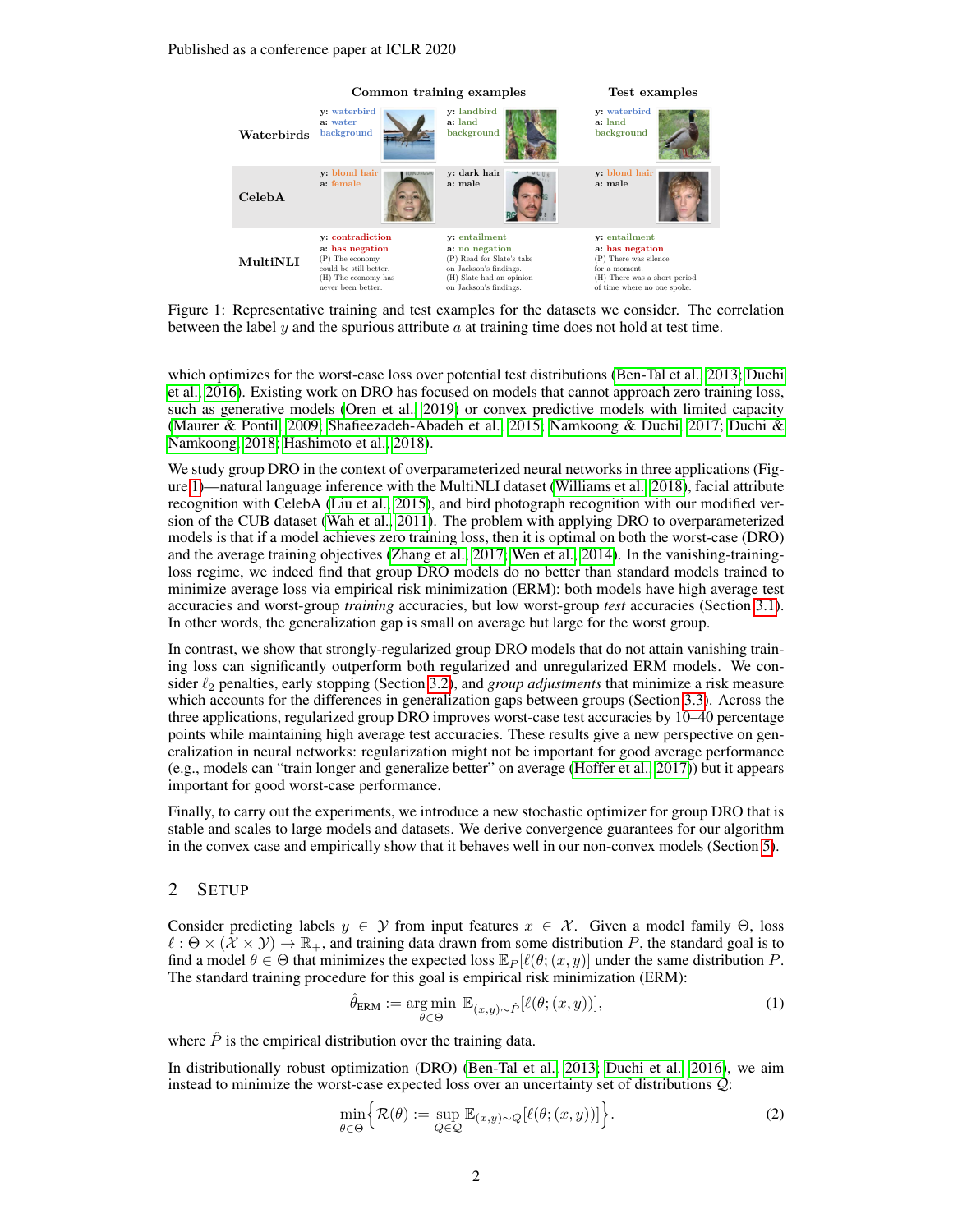| | Common training examples | | Test examples |
|---|---|---|---|
| Waterbirds | y: waterbird<br>a: water background | y: landbird<br>a: land background | y: waterbird<br>a: land background |
| CelebA | y: blond hair<br>a: female | y: dark hair<br>a: male | y: blond hair<br>a: male |
| MultiNLI | y: contradiction<br>a: has negation<br>(P) The economy could be still better.<br>(H) The economy has never been better. | y: entailment<br>a: no negation<br>(P) Read for Slate's take on Jackson's findings.<br>(H) Slate had an opinion on Jackson's findings. | y: entailment<br>a: has negation<br>(P) There was silence for a moment.<br>(H) There was a short period of time where no one spoke. |

Figure 1: Representative training and test examples for the datasets we consider. The correlation between the label $y$ and the spurious attribute $a$ at training time does not hold at test time.

which optimizes for the worst-case loss over potential test distributions (Ben-Tal et al., 2013; Duchi et al., 2016). Existing work on DRO has focused on models that cannot approach zero training loss, such as generative models (Oren et al., 2019) or convex predictive models with limited capacity (Maurer & Pontil, 2009; Shafieezadeh-Abadeh et al., 2015; Namkoong & Duchi, 2017; Duchi & Namkoong, 2018; Hashimoto et al., 2018).

We study group DRO in the context of overparameterized neural networks in three applications (Figure 1)—natural language inference with the MultiNLI dataset (Williams et al., 2018), facial attribute recognition with CelebA (Liu et al., 2015), and bird photograph recognition with our modified version of the CUB dataset (Wah et al., 2011). The problem with applying DRO to overparameterized models is that if a model achieves zero training loss, then it is optimal on both the worst-case (DRO) and the average training objectives (Zhang et al., 2017; Wen et al., 2014). In the vanishing-training-loss regime, we indeed find that group DRO models do no better than standard models trained to minimize average loss via empirical risk minimization (ERM): both models have high average test accuracies and worst-group *training* accuracies, but low worst-group *test* accuracies (Section 3.1). In other words, the generalization gap is small on average but large for the worst group.

In contrast, we show that strongly-regularized group DRO models that do not attain vanishing training loss can significantly outperform both regularized and unregularized ERM models. We consider $\ell_2$ penalties, early stopping (Section 3.2), and *group adjustments* that minimize a risk measure which accounts for the differences in generalization gaps between groups (Section 3.3). Across the three applications, regularized group DRO improves worst-case test accuracies by 10–40 percentage points while maintaining high average test accuracies. These results give a new perspective on generalization in neural networks: regularization might not be important for good average performance (e.g., models can "train longer and generalize better" on average (Hoffer et al., 2017)) but it appears important for good worst-case performance.

Finally, to carry out the experiments, we introduce a new stochastic optimizer for group DRO that is stable and scales to large models and datasets. We derive convergence guarantees for our algorithm in the convex case and empirically show that it behaves well in our non-convex models (Section 5).

## 2 Setup

Consider predicting labels $y \in \mathcal{Y}$ from input features $x \in \mathcal{X}$. Given a model family $\Theta$, loss $\ell : \Theta \times (\mathcal{X} \times \mathcal{Y}) \to \mathbb{R}_+$, and training data drawn from some distribution $P$, the standard goal is to find a model $\theta \in \Theta$ that minimizes the expected loss $\mathbb{E}_P[\ell(\theta; (x, y))]$ under the same distribution $P$. The standard training procedure for this goal is empirical risk minimization (ERM):

$$\hat{\theta}_{\text{ERM}} := \underset{\theta \in \Theta}{\arg\min}\ \mathbb{E}_{(x,y)\sim\hat{P}}[\ell(\theta; (x, y))], \tag{1}$$

where $\hat{P}$ is the empirical distribution over the training data.

In distributionally robust optimization (DRO) (Ben-Tal et al., 2013; Duchi et al., 2016), we aim instead to minimize the worst-case expected loss over an uncertainty set of distributions $\mathcal{Q}$:

$$\min_{\theta \in \Theta} \Big\{ \mathcal{R}(\theta) := \sup_{Q \in \mathcal{Q}} \mathbb{E}_{(x,y)\sim Q}[\ell(\theta; (x, y))] \Big\}. \tag{2}$$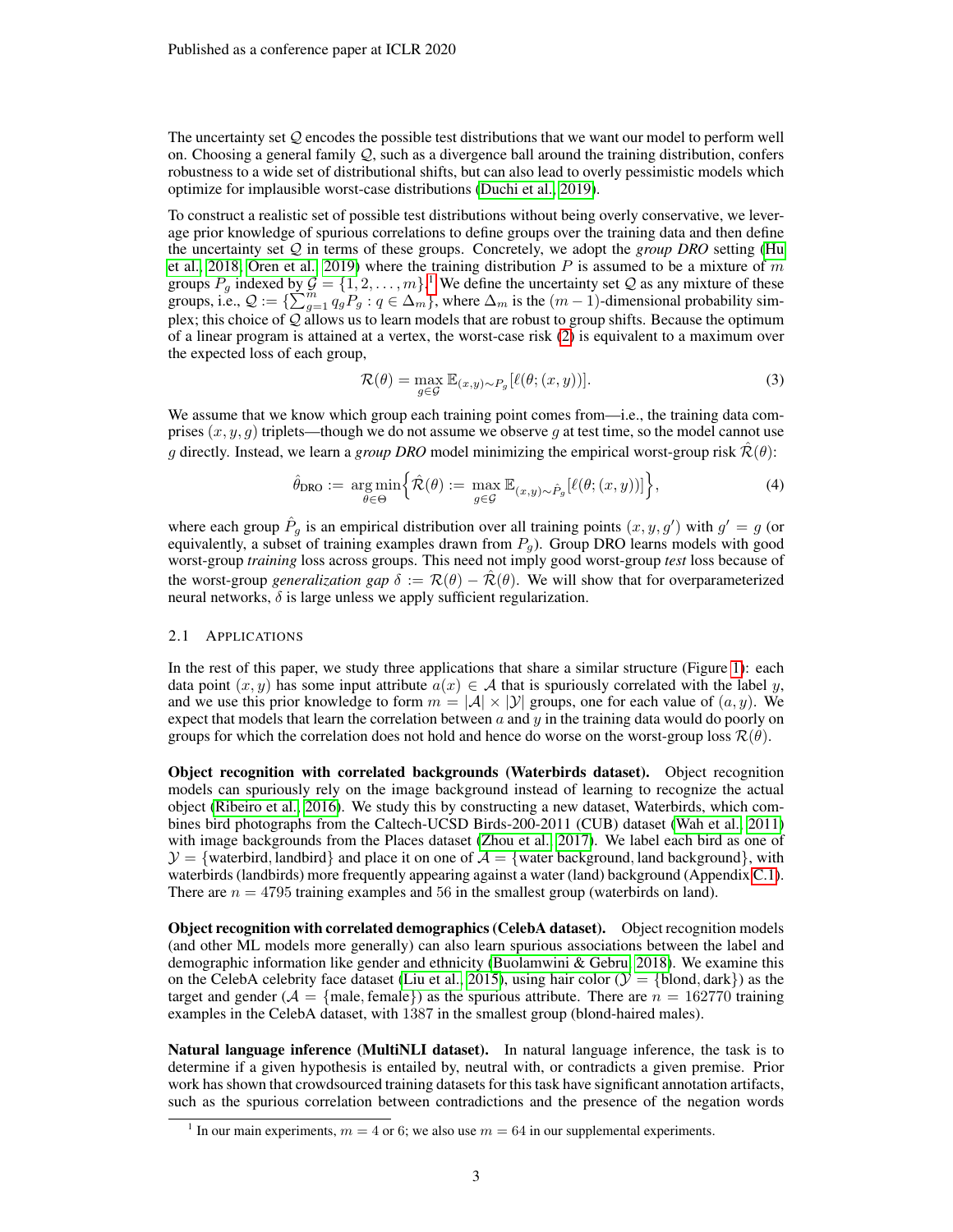The uncertainty set $\mathcal{Q}$ encodes the possible test distributions that we want our model to perform well on. Choosing a general family $\mathcal{Q}$, such as a divergence ball around the training distribution, confers robustness to a wide set of distributional shifts, but can also lead to overly pessimistic models which optimize for implausible worst-case distributions (Duchi et al., 2019).

To construct a realistic set of possible test distributions without being overly conservative, we leverage prior knowledge of spurious correlations to define groups over the training data and then define the uncertainty set $\mathcal{Q}$ in terms of these groups. Concretely, we adopt the ***group DRO*** setting (Hu et al., 2018; Oren et al., 2019) where the training distribution $P$ is assumed to be a mixture of $m$ groups $P_g$ indexed by $\mathcal{G} = \{1, 2, \ldots, m\}$.[1] We define the uncertainty set $\mathcal{Q}$ as any mixture of these groups, i.e., $\mathcal{Q} := \{\sum_{g=1}^{m} q_g P_g : q \in \Delta_m\}$, where $\Delta_m$ is the $(m-1)$-dimensional probability simplex; this choice of $\mathcal{Q}$ allows us to learn models that are robust to group shifts. Because the optimum of a linear program is attained at a vertex, the worst-case risk (2) is equivalent to a maximum over the expected loss of each group,

$$\mathcal{R}(\theta) = \max_{g \in \mathcal{G}} \mathbb{E}_{(x,y) \sim P_g}[\ell(\theta; (x, y))]. \tag{3}$$

We assume that we know which group each training point comes from—i.e., the training data comprises $(x, y, g)$ triplets—though we do not assume we observe $g$ at test time, so the model cannot use $g$ directly. Instead, we learn a *group DRO* model minimizing the empirical worst-group risk $\hat{\mathcal{R}}(\theta)$:

$$\hat{\theta}_{\text{DRO}} := \operatorname*{arg\,min}_{\theta \in \Theta} \Big\{ \hat{\mathcal{R}}(\theta) := \max_{g \in \mathcal{G}} \mathbb{E}_{(x,y) \sim \hat{P}_g}[\ell(\theta; (x, y))] \Big\}, \tag{4}$$

where each group $\hat{P}_g$ is an empirical distribution over all training points $(x, y, g')$ with $g' = g$ (or equivalently, a subset of training examples drawn from $P_g$). Group DRO learns models with good worst-group *training* loss across groups. This need not imply good worst-group *test* loss because of the worst-group *generalization gap* $\delta := \mathcal{R}(\theta) - \hat{\mathcal{R}}(\theta)$. We will show that for overparameterized neural networks, $\delta$ is large unless we apply sufficient regularization.

### 2.1 Applications

In the rest of this paper, we study three applications that share a similar structure (Figure 1): each data point $(x, y)$ has some input attribute $a(x) \in \mathcal{A}$ that is spuriously correlated with the label $y$, and we use this prior knowledge to form $m = |\mathcal{A}| \times |\mathcal{Y}|$ groups, one for each value of $(a, y)$. We expect that models that learn the correlation between $a$ and $y$ in the training data would do poorly on groups for which the correlation does not hold and hence do worse on the worst-group loss $\mathcal{R}(\theta)$.

**Object recognition with correlated backgrounds (Waterbirds dataset).** Object recognition models can spuriously rely on the image background instead of learning to recognize the actual object (Ribeiro et al., 2016). We study this by constructing a new dataset, Waterbirds, which combines bird photographs from the Caltech-UCSD Birds-200-2011 (CUB) dataset (Wah et al., 2011) with image backgrounds from the Places dataset (Zhou et al., 2017). We label each bird as one of $\mathcal{Y} = \{\text{waterbird}, \text{landbird}\}$ and place it on one of $\mathcal{A} = \{\text{water background}, \text{land background}\}$, with waterbirds (landbirds) more frequently appearing against a water (land) background (Appendix C.1). There are $n = 4795$ training examples and 56 in the smallest group (waterbirds on land).

**Object recognition with correlated demographics (CelebA dataset).** Object recognition models (and other ML models more generally) can also learn spurious associations between the label and demographic information like gender and ethnicity (Buolamwini & Gebru, 2018). We examine this on the CelebA celebrity face dataset (Liu et al., 2015), using hair color ($\mathcal{Y} = \{\text{blond}, \text{dark}\}$) as the target and gender ($\mathcal{A} = \{\text{male}, \text{female}\}$) as the spurious attribute. There are $n = 162770$ training examples in the CelebA dataset, with 1387 in the smallest group (blond-haired males).

**Natural language inference (MultiNLI dataset).** In natural language inference, the task is to determine if a given hypothesis is entailed by, neutral with, or contradicts a given premise. Prior work has shown that crowdsourced training datasets for this task have significant annotation artifacts, such as the spurious correlation between contradictions and the presence of the negation words

[1] In our main experiments, $m = 4$ or 6; we also use $m = 64$ in our supplemental experiments.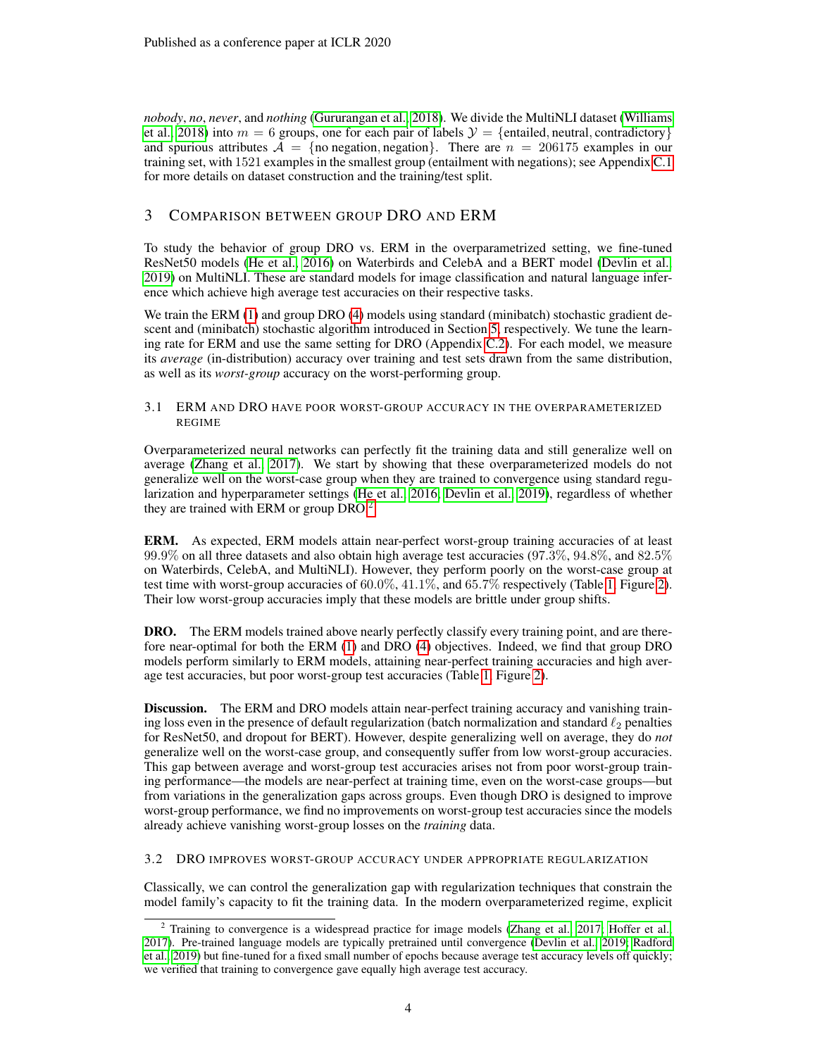*nobody*, *no*, *never*, and *nothing* (Gururangan et al., 2018). We divide the MultiNLI dataset (Williams et al., 2018) into $m = 6$ groups, one for each pair of labels $\mathcal{Y} = \{\text{entailed}, \text{neutral}, \text{contradictory}\}$ and spurious attributes $\mathcal{A} = \{\text{no negation}, \text{negation}\}$. There are $n = 206175$ examples in our training set, with 1521 examples in the smallest group (entailment with negations); see Appendix C.1 for more details on dataset construction and the training/test split.

## 3 Comparison between group DRO and ERM

To study the behavior of group DRO vs. ERM in the overparametrized setting, we fine-tuned ResNet50 models (He et al., 2016) on Waterbirds and CelebA and a BERT model (Devlin et al., 2019) on MultiNLI. These are standard models for image classification and natural language inference which achieve high average test accuracies on their respective tasks.

We train the ERM (1) and group DRO (4) models using standard (minibatch) stochastic gradient descent and (minibatch) stochastic algorithm introduced in Section 5, respectively. We tune the learning rate for ERM and use the same setting for DRO (Appendix C.2). For each model, we measure its *average* (in-distribution) accuracy over training and test sets drawn from the same distribution, as well as its *worst-group* accuracy on the worst-performing group.

### 3.1 ERM and DRO have poor worst-group accuracy in the overparameterized regime

Overparameterized neural networks can perfectly fit the training data and still generalize well on average (Zhang et al., 2017). We start by showing that these overparameterized models do not generalize well on the worst-case group when they are trained to convergence using standard regularization and hyperparameter settings (He et al., 2016; Devlin et al., 2019), regardless of whether they are trained with ERM or group DRO.[2]

**ERM.** As expected, ERM models attain near-perfect worst-group training accuracies of at least 99.9% on all three datasets and also obtain high average test accuracies (97.3%, 94.8%, and 82.5% on Waterbirds, CelebA, and MultiNLI). However, they perform poorly on the worst-case group at test time with worst-group accuracies of 60.0%, 41.1%, and 65.7% respectively (Table 1, Figure 2). Their low worst-group accuracies imply that these models are brittle under group shifts.

**DRO.** The ERM models trained above nearly perfectly classify every training point, and are therefore near-optimal for both the ERM (1) and DRO (4) objectives. Indeed, we find that group DRO models perform similarly to ERM models, attaining near-perfect training accuracies and high average test accuracies, but poor worst-group test accuracies (Table 1, Figure 2).

**Discussion.** The ERM and DRO models attain near-perfect training accuracy and vanishing training loss even in the presence of default regularization (batch normalization and standard $\ell_2$ penalties for ResNet50, and dropout for BERT). However, despite generalizing well on average, they do *not* generalize well on the worst-case group, and consequently suffer from low worst-group accuracies. This gap between average and worst-group test accuracies arises not from poor worst-group training performance—the models are near-perfect at training time, even on the worst-case groups—but from variations in the generalization gaps across groups. Even though DRO is designed to improve worst-group performance, we find no improvements on worst-group test accuracies since the models already achieve vanishing worst-group losses on the *training* data.

### 3.2 DRO improves worst-group accuracy under appropriate regularization

Classically, we can control the generalization gap with regularization techniques that constrain the model family's capacity to fit the training data. In the modern overparameterized regime, explicit

[2] Training to convergence is a widespread practice for image models (Zhang et al., 2017; Hoffer et al., 2017). Pre-trained language models are typically pretrained until convergence (Devlin et al., 2019; Radford et al., 2019) but fine-tuned for a fixed small number of epochs because average test accuracy levels off quickly; we verified that training to convergence gave equally high average test accuracy.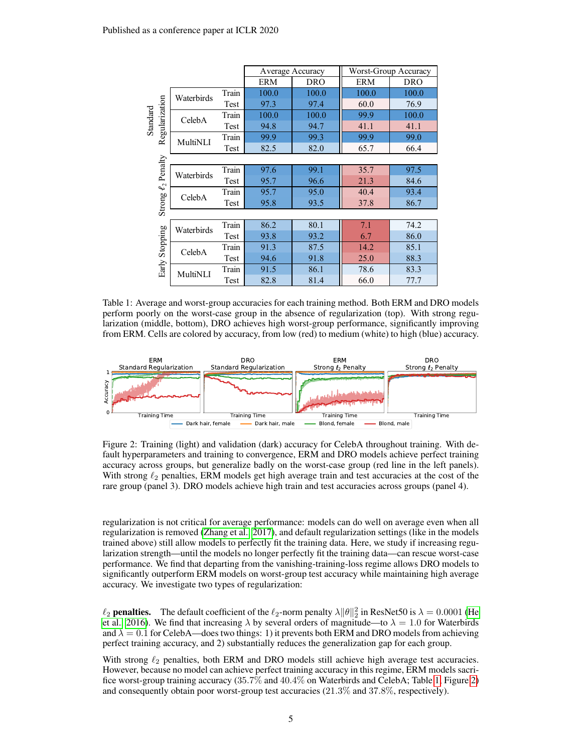| | | | Average Accuracy | | Worst-Group Accuracy | |
|---|---|---|---|---|---|---|
| | | | ERM | DRO | ERM | DRO |
| Standard Regularization | Waterbirds | Train | 100.0 | 100.0 | 100.0 | 100.0 |
| | | Test | 97.3 | 97.4 | 60.0 | 76.9 |
| | CelebA | Train | 100.0 | 100.0 | 99.9 | 100.0 |
| | | Test | 94.8 | 94.7 | 41.1 | 41.1 |
| | MultiNLI | Train | 99.9 | 99.3 | 99.9 | 99.0 |
| | | Test | 82.5 | 82.0 | 65.7 | 66.4 |
| Strong $\ell_2$ Penalty | Waterbirds | Train | 97.6 | 99.1 | 35.7 | 97.5 |
| | | Test | 95.7 | 96.6 | 21.3 | 84.6 |
| | CelebA | Train | 95.7 | 95.0 | 40.4 | 93.4 |
| | | Test | 95.8 | 93.5 | 37.8 | 86.7 |
| Early Stopping | Waterbirds | Train | 86.2 | 80.1 | 7.1 | 74.2 |
| | | Test | 93.8 | 93.2 | 6.7 | 86.0 |
| | CelebA | Train | 91.3 | 87.5 | 14.2 | 85.1 |
| | | Test | 94.6 | 91.8 | 25.0 | 88.3 |
| | MultiNLI | Train | 91.5 | 86.1 | 78.6 | 83.3 |
| | | Test | 82.8 | 81.4 | 66.0 | 77.7 |

Table 1: Average and worst-group accuracies for each training method. Both ERM and DRO models perform poorly on the worst-case group in the absence of regularization (top). With strong regularization (middle, bottom), DRO achieves high worst-group performance, significantly improving from ERM. Cells are colored by accuracy, from low (red) to medium (white) to high (blue) accuracy.

Figure 2: Training (light) and validation (dark) accuracy for CelebA throughout training. With default hyperparameters and training to convergence, ERM and DRO models achieve perfect training accuracy across groups, but generalize badly on the worst-case group (red line in the left panels). With strong $\ell_2$ penalties, ERM models get high average train and test accuracies at the cost of the rare group (panel 3). DRO models achieve high train and test accuracies across groups (panel 4).

regularization is not critical for average performance: models can do well on average even when all regularization is removed (Zhang et al., 2017), and default regularization settings (like in the models trained above) still allow models to perfectly fit the training data. Here, we study if increasing regularization strength—until the models no longer perfectly fit the training data—can rescue worst-case performance. We find that departing from the vanishing-training-loss regime allows DRO models to significantly outperform ERM models on worst-group test accuracy while maintaining high average accuracy. We investigate two types of regularization:

**$\ell_2$ penalties.** The default coefficient of the $\ell_2$-norm penalty $\lambda\|\theta\|_2^2$ in ResNet50 is $\lambda = 0.0001$ (He et al., 2016). We find that increasing $\lambda$ by several orders of magnitude—to $\lambda = 1.0$ for Waterbirds and $\lambda = 0.1$ for CelebA—does two things: 1) it prevents both ERM and DRO models from achieving perfect training accuracy, and 2) substantially reduces the generalization gap for each group.

With strong $\ell_2$ penalties, both ERM and DRO models still achieve high average test accuracies. However, because no model can achieve perfect training accuracy in this regime, ERM models sacrifice worst-group training accuracy (35.7% and 40.4% on Waterbirds and CelebA; Table 1, Figure 2) and consequently obtain poor worst-group test accuracies (21.3% and 37.8%, respectively).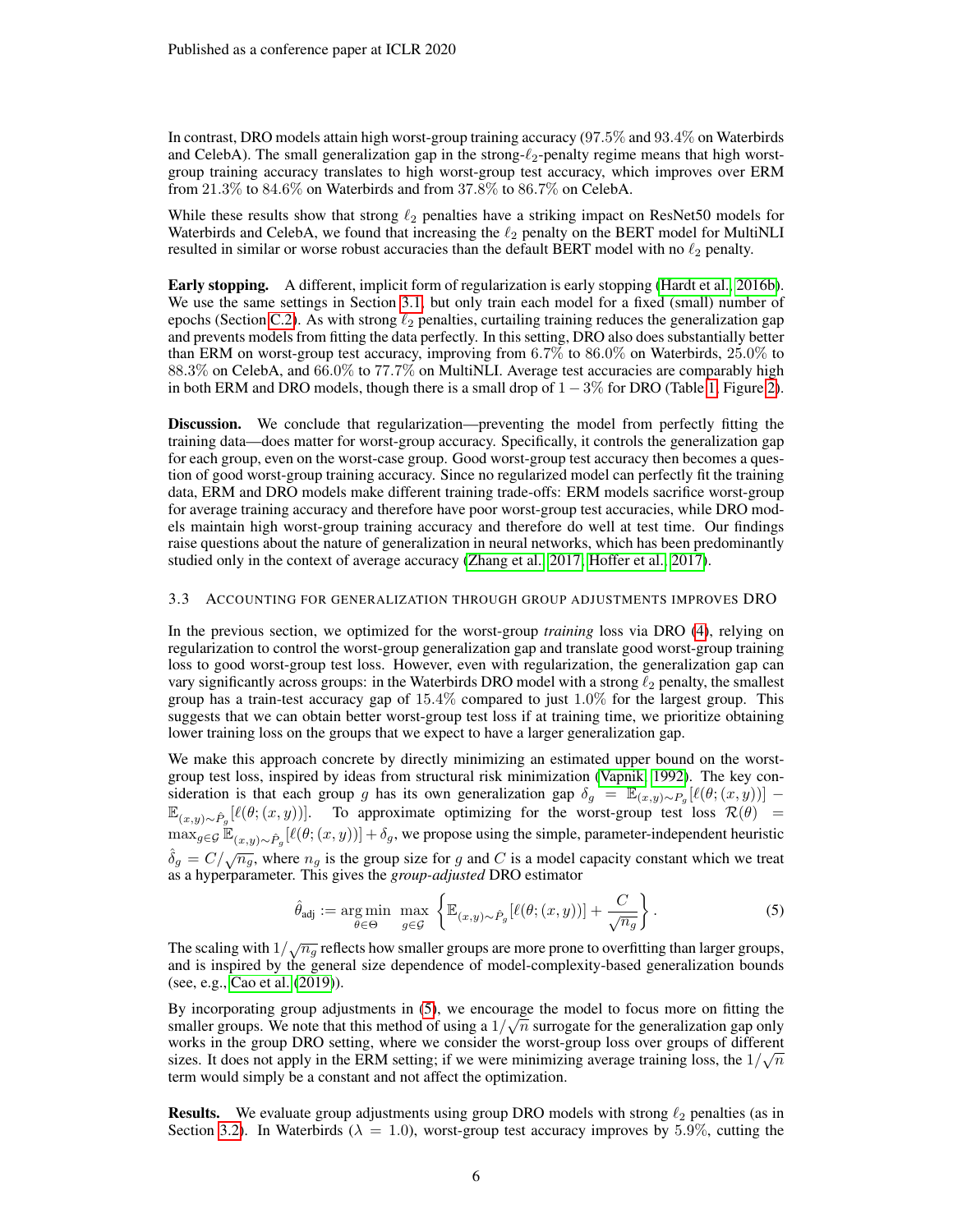In contrast, DRO models attain high worst-group training accuracy (97.5% and 93.4% on Waterbirds and CelebA). The small generalization gap in the strong-$\ell_2$-penalty regime means that high worst-group training accuracy translates to high worst-group test accuracy, which improves over ERM from 21.3% to 84.6% on Waterbirds and from 37.8% to 86.7% on CelebA.

While these results show that strong $\ell_2$ penalties have a striking impact on ResNet50 models for Waterbirds and CelebA, we found that increasing the $\ell_2$ penalty on the BERT model for MultiNLI resulted in similar or worse robust accuracies than the default BERT model with no $\ell_2$ penalty.

**Early stopping.** A different, implicit form of regularization is early stopping (Hardt et al., 2016b). We use the same settings in Section 3.1, but only train each model for a fixed (small) number of epochs (Section C.2). As with strong $\ell_2$ penalties, curtailing training reduces the generalization gap and prevents models from fitting the data perfectly. In this setting, DRO also does substantially better than ERM on worst-group test accuracy, improving from 6.7% to 86.0% on Waterbirds, 25.0% to 88.3% on CelebA, and 66.0% to 77.7% on MultiNLI. Average test accuracies are comparably high in both ERM and DRO models, though there is a small drop of $1-3\%$ for DRO (Table 1, Figure 2).

**Discussion.** We conclude that regularization—preventing the model from perfectly fitting the training data—does matter for worst-group accuracy. Specifically, it controls the generalization gap for each group, even on the worst-case group. Good worst-group test accuracy then becomes a question of good worst-group training accuracy. Since no regularized model can perfectly fit the training data, ERM and DRO models make different training trade-offs: ERM models sacrifice worst-group for average training accuracy and therefore have poor worst-group test accuracies, while DRO models maintain high worst-group training accuracy and therefore do well at test time. Our findings raise questions about the nature of generalization in neural networks, which has been predominantly studied only in the context of average accuracy (Zhang et al., 2017; Hoffer et al., 2017).

### 3.3 Accounting for generalization through group adjustments improves DRO

In the previous section, we optimized for the worst-group *training* loss via DRO (4), relying on regularization to control the worst-group generalization gap and translate good worst-group training loss to good worst-group test loss. However, even with regularization, the generalization gap can vary significantly across groups: in the Waterbirds DRO model with a strong $\ell_2$ penalty, the smallest group has a train-test accuracy gap of 15.4% compared to just 1.0% for the largest group. This suggests that we can obtain better worst-group test loss if at training time, we prioritize obtaining lower training loss on the groups that we expect to have a larger generalization gap.

We make this approach concrete by directly minimizing an estimated upper bound on the worst-group test loss, inspired by ideas from structural risk minimization (Vapnik, 1992). The key consideration is that each group $g$ has its own generalization gap $\delta_g = \mathbb{E}_{(x,y)\sim P_g}[\ell(\theta;(x,y))] - \mathbb{E}_{(x,y)\sim \hat{P}_g}[\ell(\theta;(x,y))]$. To approximate optimizing for the worst-group test loss $\mathcal{R}(\theta) = \max_{g\in\mathcal{G}} \mathbb{E}_{(x,y)\sim \hat{P}_g}[\ell(\theta;(x,y))] + \delta_g$, we propose using the simple, parameter-independent heuristic $\hat{\delta}_g = C/\sqrt{n_g}$, where $n_g$ is the group size for $g$ and $C$ is a model capacity constant which we treat as a hyperparameter. This gives the *group-adjusted* DRO estimator

$$\hat{\theta}_{\text{adj}} := \operatorname*{arg\,min}_{\theta\in\Theta} \max_{g\in\mathcal{G}} \left\{ \mathbb{E}_{(x,y)\sim \hat{P}_g}[\ell(\theta;(x,y))] + \frac{C}{\sqrt{n_g}} \right\}. \tag{5}$$

The scaling with $1/\sqrt{n_g}$ reflects how smaller groups are more prone to overfitting than larger groups, and is inspired by the general size dependence of model-complexity-based generalization bounds (see, e.g., Cao et al. (2019)).

By incorporating group adjustments in (5), we encourage the model to focus more on fitting the smaller groups. We note that this method of using a $1/\sqrt{n}$ surrogate for the generalization gap only works in the group DRO setting, where we consider the worst-group loss over groups of different sizes. It does not apply in the ERM setting; if we were minimizing average training loss, the $1/\sqrt{n}$ term would simply be a constant and not affect the optimization.

**Results.** We evaluate group adjustments using group DRO models with strong $\ell_2$ penalties (as in Section 3.2). In Waterbirds ($\lambda = 1.0$), worst-group test accuracy improves by 5.9%, cutting the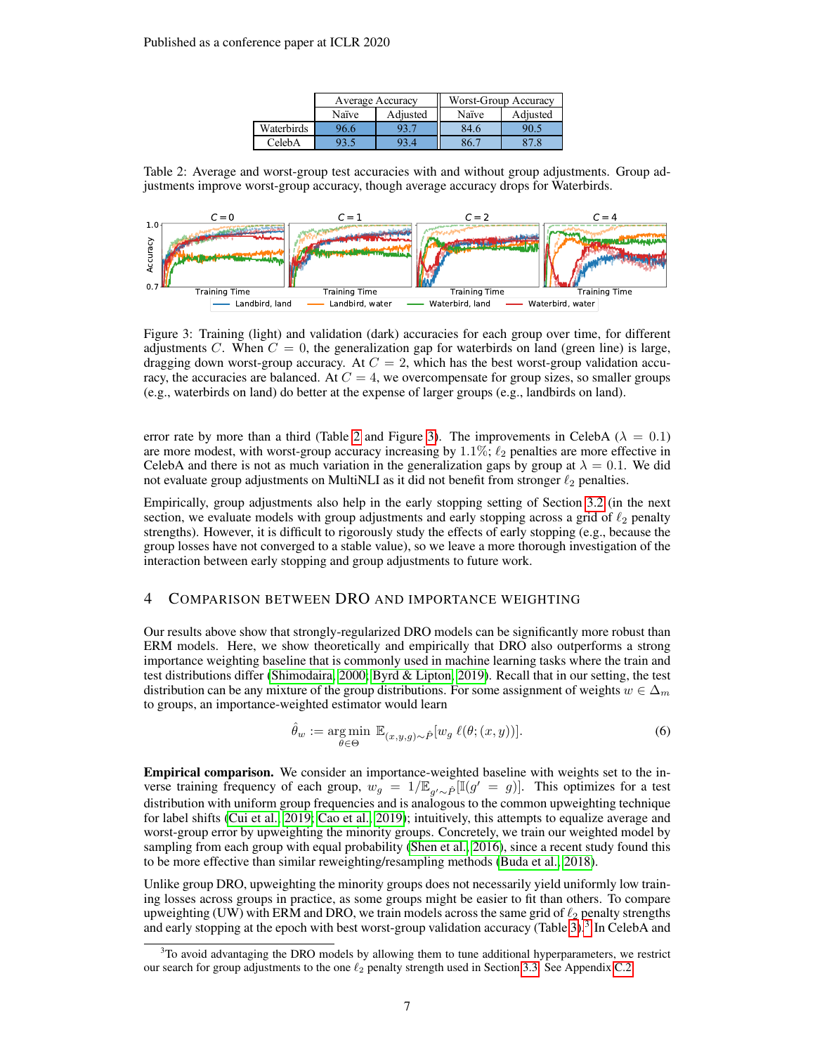|  | Average Accuracy |  | Worst-Group Accuracy |  |
|---|---|---|---|---|
|  | Naïve | Adjusted | Naïve | Adjusted |
| Waterbirds | 96.6 | 93.7 | 84.6 | 90.5 |
| CelebA | 93.5 | 93.4 | 86.7 | 87.8 |

Table 2: Average and worst-group test accuracies with and without group adjustments. Group adjustments improve worst-group accuracy, though average accuracy drops for Waterbirds.

Figure 3: Training (light) and validation (dark) accuracies for each group over time, for different adjustments $C$. When $C = 0$, the generalization gap for waterbirds on land (green line) is large, dragging down worst-group accuracy. At $C = 2$, which has the best worst-group validation accuracy, the accuracies are balanced. At $C = 4$, we overcompensate for group sizes, so smaller groups (e.g., waterbirds on land) do better at the expense of larger groups (e.g., landbirds on land).

error rate by more than a third (Table 2 and Figure 3). The improvements in CelebA ($\lambda = 0.1$) are more modest, with worst-group accuracy increasing by $1.1\%$; $\ell_2$ penalties are more effective in CelebA and there is not as much variation in the generalization gaps by group at $\lambda = 0.1$. We did not evaluate group adjustments on MultiNLI as it did not benefit from stronger $\ell_2$ penalties.

Empirically, group adjustments also help in the early stopping setting of Section 3.2 (in the next section, we evaluate models with group adjustments and early stopping across a grid of $\ell_2$ penalty strengths). However, it is difficult to rigorously study the effects of early stopping (e.g., because the group losses have not converged to a stable value), so we leave a more thorough investigation of the interaction between early stopping and group adjustments to future work.

## 4 Comparison between DRO and importance weighting

Our results above show that strongly-regularized DRO models can be significantly more robust than ERM models. Here, we show theoretically and empirically that DRO also outperforms a strong importance weighting baseline that is commonly used in machine learning tasks where the train and test distributions differ (Shimodaira, 2000; Byrd & Lipton, 2019). Recall that in our setting, the test distribution can be any mixture of the group distributions. For some assignment of weights $w \in \Delta_m$ to groups, an importance-weighted estimator would learn

$$\hat{\theta}_w := \underset{\theta \in \Theta}{\arg\min} \; \mathbb{E}_{(x,y,g)\sim \hat{P}}[w_g \; \ell(\theta; (x,y))]. \tag{6}$$

**Empirical comparison.** We consider an importance-weighted baseline with weights set to the inverse training frequency of each group, $w_g = 1/\mathbb{E}_{g' \sim \hat{P}}[\mathbb{I}(g' = g)]$. This optimizes for a test distribution with uniform group frequencies and is analogous to the common upweighting technique for label shifts (Cui et al., 2019; Cao et al., 2019); intuitively, this attempts to equalize average and worst-group error by upweighting the minority groups. Concretely, we train our weighted model by sampling from each group with equal probability (Shen et al., 2016), since a recent study found this to be more effective than similar reweighting/resampling methods (Buda et al., 2018).

Unlike group DRO, upweighting the minority groups does not necessarily yield uniformly low training losses across groups in practice, as some groups might be easier to fit than others. To compare upweighting (UW) with ERM and DRO, we train models across the same grid of $\ell_2$ penalty strengths and early stopping at the epoch with best worst-group validation accuracy (Table 3).[3] In CelebA and

[3] To avoid advantaging the DRO models by allowing them to tune additional hyperparameters, we restrict our search for group adjustments to the one $\ell_2$ penalty strength used in Section 3.3. See Appendix C.2.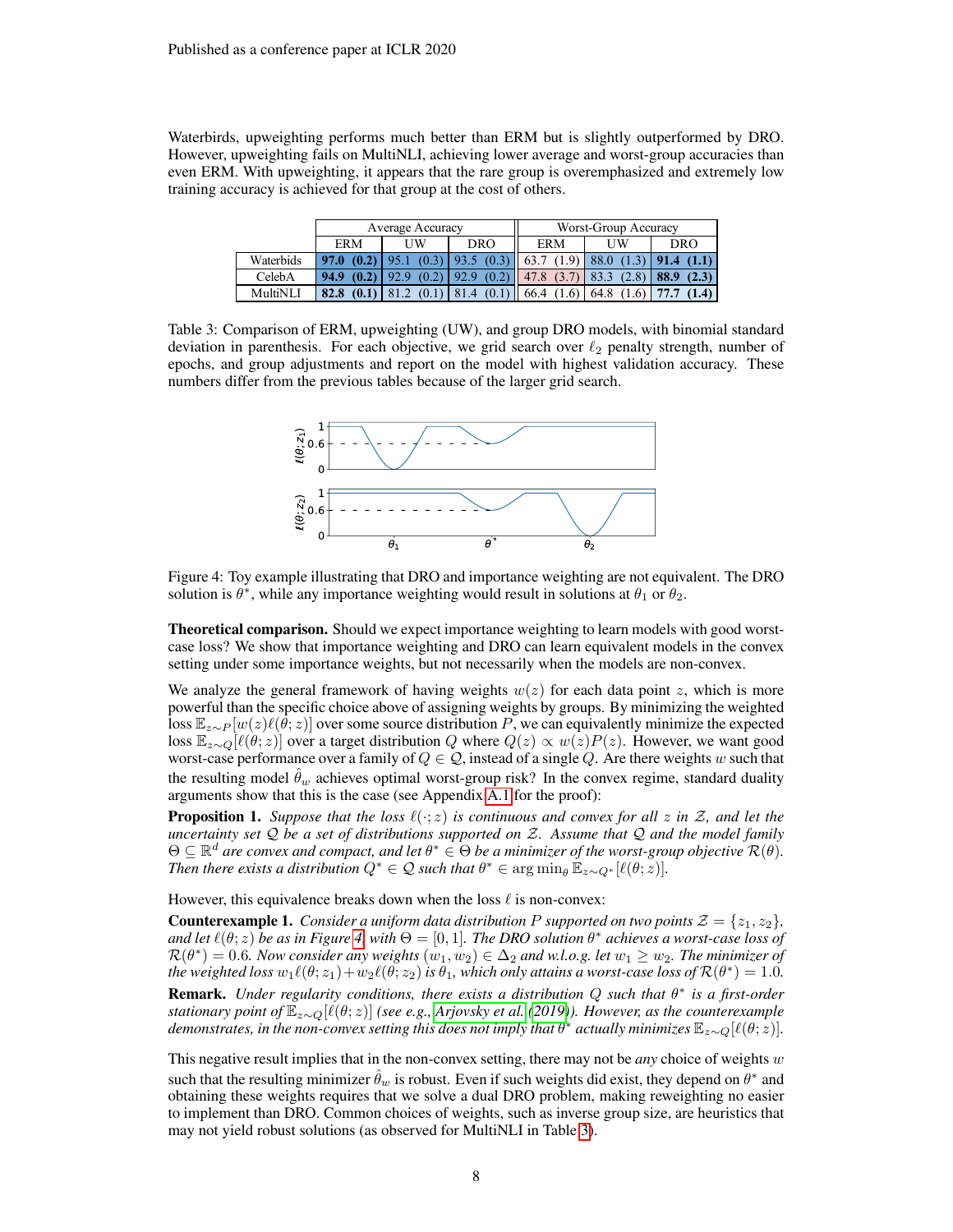Waterbirds, upweighting performs much better than ERM but is slightly outperformed by DRO. However, upweighting fails on MultiNLI, achieving lower average and worst-group accuracies than even ERM. With upweighting, it appears that the rare group is overemphasized and extremely low training accuracy is achieved for that group at the cost of others.

| | Average Accuracy | | | Worst-Group Accuracy | | |
|---|---|---|---|---|---|---|
| | ERM | UW | DRO | ERM | UW | DRO |
| Waterbids | **97.0 (0.2)** | 95.1 (0.3) | 93.5 (0.3) | 63.7 (1.9) | 88.0 (1.3) | **91.4 (1.1)** |
| CelebA | **94.9 (0.2)** | 92.9 (0.2) | 92.9 (0.2) | 47.8 (3.7) | 83.3 (2.8) | **88.9 (2.3)** |
| MultiNLI | **82.8 (0.1)** | 81.2 (0.1) | 81.4 (0.1) | 66.4 (1.6) | 64.8 (1.6) | **77.7 (1.4)** |

Table 3: Comparison of ERM, upweighting (UW), and group DRO models, with binomial standard deviation in parenthesis. For each objective, we grid search over $\ell_2$ penalty strength, number of epochs, and group adjustments and report on the model with highest validation accuracy. These numbers differ from the previous tables because of the larger grid search.

Figure 4: Toy example illustrating that DRO and importance weighting are not equivalent. The DRO solution is $\theta^*$, while any importance weighting would result in solutions at $\theta_1$ or $\theta_2$.

**Theoretical comparison.** Should we expect importance weighting to learn models with good worst-case loss? We show that importance weighting and DRO can learn equivalent models in the convex setting under some importance weights, but not necessarily when the models are non-convex.

We analyze the general framework of having weights $w(z)$ for each data point $z$, which is more powerful than the specific choice above of assigning weights by groups. By minimizing the weighted loss $\mathbb{E}_{z\sim P}[w(z)\ell(\theta; z)]$ over some source distribution $P$, we can equivalently minimize the expected loss $\mathbb{E}_{z\sim Q}[\ell(\theta; z)]$ over a target distribution $Q$ where $Q(z) \propto w(z)P(z)$. However, we want good worst-case performance over a family of $Q \in \mathcal{Q}$, instead of a single $Q$. Are there weights $w$ such that the resulting model $\hat{\theta}_w$ achieves optimal worst-group risk? In the convex regime, standard duality arguments show that this is the case (see Appendix A.1 for the proof):

**Proposition 1.** *Suppose that the loss $\ell(\cdot; z)$ is continuous and convex for all $z$ in $\mathcal{Z}$, and let the uncertainty set $\mathcal{Q}$ be a set of distributions supported on $\mathcal{Z}$. Assume that $\mathcal{Q}$ and the model family $\Theta \subseteq \mathbb{R}^d$ are convex and compact, and let $\theta^* \in \Theta$ be a minimizer of the worst-group objective $\mathcal{R}(\theta)$. Then there exists a distribution $Q^* \in \mathcal{Q}$ such that $\theta^* \in \arg\min_\theta \mathbb{E}_{z\sim Q^*}[\ell(\theta; z)]$.*

However, this equivalence breaks down when the loss $\ell$ is non-convex:

**Counterexample 1.** *Consider a uniform data distribution $P$ supported on two points $\mathcal{Z} = \{z_1, z_2\}$, and let $\ell(\theta; z)$ be as in Figure 4, with $\Theta = [0, 1]$. The DRO solution $\theta^*$ achieves a worst-case loss of $\mathcal{R}(\theta^*) = 0.6$. Now consider any weights $(w_1, w_2) \in \Delta_2$ and w.l.o.g. let $w_1 \geq w_2$. The minimizer of the weighted loss $w_1\ell(\theta; z_1) + w_2\ell(\theta; z_2)$ is $\theta_1$, which only attains a worst-case loss of $\mathcal{R}(\theta^*) = 1.0$.*

**Remark.** *Under regularity conditions, there exists a distribution $Q$ such that $\theta^*$ is a first-order stationary point of $\mathbb{E}_{z\sim Q}[\ell(\theta; z)]$ (see e.g., Arjovsky et al. (2019)). However, as the counterexample demonstrates, in the non-convex setting this does not imply that $\theta^*$ actually minimizes $\mathbb{E}_{z\sim Q}[\ell(\theta; z)]$.*

This negative result implies that in the non-convex setting, there may not be *any* choice of weights $w$ such that the resulting minimizer $\hat{\theta}_w$ is robust. Even if such weights did exist, they depend on $\theta^*$ and obtaining these weights requires that we solve a dual DRO problem, making reweighting no easier to implement than DRO. Common choices of weights, such as inverse group size, are heuristics that may not yield robust solutions (as observed for MultiNLI in Table 3).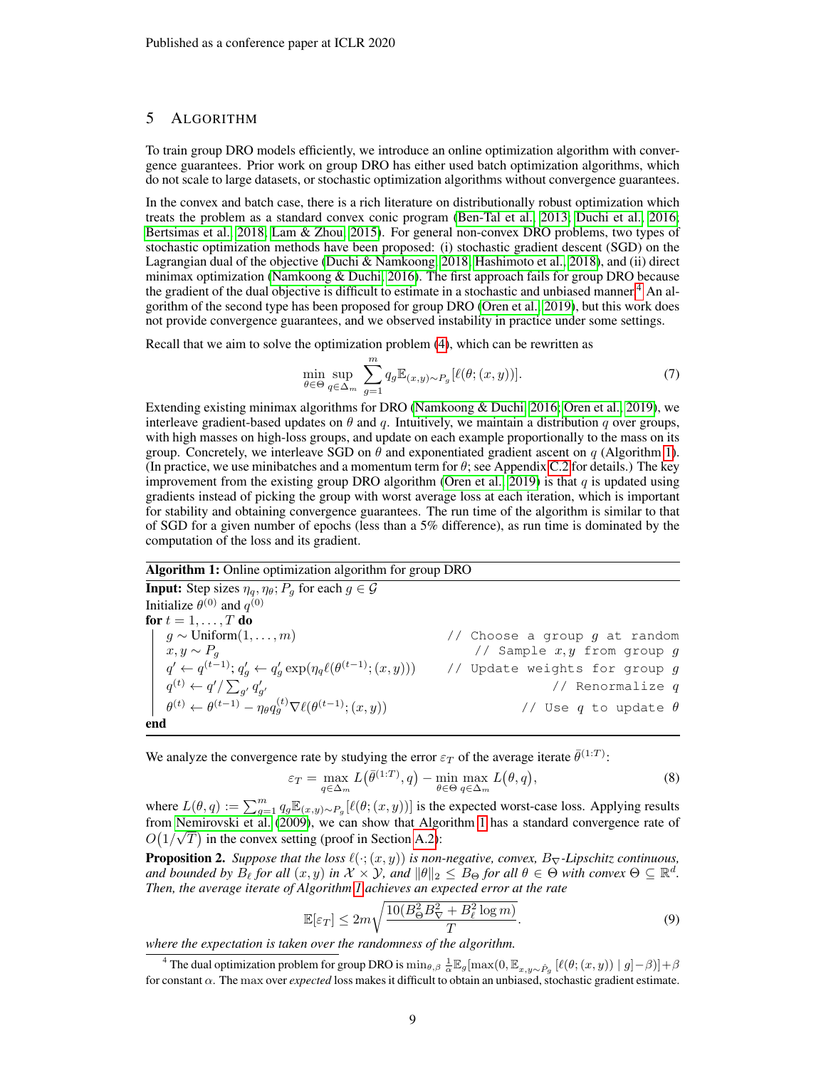## 5 ALGORITHM

To train group DRO models efficiently, we introduce an online optimization algorithm with convergence guarantees. Prior work on group DRO has either used batch optimization algorithms, which do not scale to large datasets, or stochastic optimization algorithms without convergence guarantees.

In the convex and batch case, there is a rich literature on distributionally robust optimization which treats the problem as a standard convex conic program (Ben-Tal et al., 2013; Duchi et al., 2016; Bertsimas et al., 2018; Lam & Zhou, 2015). For general non-convex DRO problems, two types of stochastic optimization methods have been proposed: (i) stochastic gradient descent (SGD) on the Lagrangian dual of the objective (Duchi & Namkoong, 2018; Hashimoto et al., 2018), and (ii) direct minimax optimization (Namkoong & Duchi, 2016). The first approach fails for group DRO because the gradient of the dual objective is difficult to estimate in a stochastic and unbiased manner.[4] An algorithm of the second type has been proposed for group DRO (Oren et al., 2019), but this work does not provide convergence guarantees, and we observed instability in practice under some settings.

Recall that we aim to solve the optimization problem (4), which can be rewritten as

$$\min_{\theta \in \Theta} \sup_{q \in \Delta_m} \sum_{g=1}^{m} q_g \mathbb{E}_{(x,y)\sim P_g}[\ell(\theta;(x,y))]. \tag{7}$$

Extending existing minimax algorithms for DRO (Namkoong & Duchi, 2016; Oren et al., 2019), we interleave gradient-based updates on $\theta$ and $q$. Intuitively, we maintain a distribution $q$ over groups, with high masses on high-loss groups, and update on each example proportionally to the mass on its group. Concretely, we interleave SGD on $\theta$ and exponentiated gradient ascent on $q$ (Algorithm 1). (In practice, we use minibatches and a momentum term for $\theta$; see Appendix C.2 for details.) The key improvement from the existing group DRO algorithm (Oren et al., 2019) is that $q$ is updated using gradients instead of picking the group with worst average loss at each iteration, which is important for stability and obtaining convergence guarantees. The run time of the algorithm is similar to that of SGD for a given number of epochs (less than a 5% difference), as run time is dominated by the computation of the loss and its gradient.

**Algorithm 1:** Online optimization algorithm for group DRO

**Input:** Step sizes $\eta_q, \eta_\theta$; $P_g$ for each $g \in \mathcal{G}$
Initialize $\theta^{(0)}$ and $q^{(0)}$
**for** $t = 1, \ldots, T$ **do**
  $g \sim \text{Uniform}(1, \ldots, m)$   // Choose a group $g$ at random
  $x, y \sim P_g$   // Sample $x, y$ from group $g$
  $q' \leftarrow q^{(t-1)}$; $q'_g \leftarrow q'_g \exp(\eta_q \ell(\theta^{(t-1)};(x,y)))$   // Update weights for group $g$
  $q^{(t)} \leftarrow q' / \sum_{g'} q'_{g'}$   // Renormalize $q$
  $\theta^{(t)} \leftarrow \theta^{(t-1)} - \eta_\theta q_g^{(t)} \nabla \ell(\theta^{(t-1)};(x,y))$   // Use $q$ to update $\theta$
**end**

We analyze the convergence rate by studying the error $\varepsilon_T$ of the average iterate $\bar{\theta}^{(1:T)}$:

$$\varepsilon_T = \max_{q \in \Delta_m} L\big(\bar{\theta}^{(1:T)}, q\big) - \min_{\theta \in \Theta} \max_{q \in \Delta_m} L\big(\theta, q\big), \tag{8}$$

where $L(\theta, q) := \sum_{g=1}^{m} q_g \mathbb{E}_{(x,y)\sim P_g}[\ell(\theta;(x,y))]$ is the expected worst-case loss. Applying results from Nemirovski et al. (2009), we can show that Algorithm 1 has a standard convergence rate of $O(1/\sqrt{T})$ in the convex setting (proof in Section A.2):

**Proposition 2.** *Suppose that the loss $\ell(\cdot;(x,y))$ is non-negative, convex, $B_\nabla$-Lipschitz continuous, and bounded by $B_\ell$ for all $(x,y)$ in $\mathcal{X} \times \mathcal{Y}$, and $\|\theta\|_2 \leq B_\Theta$ for all $\theta \in \Theta$ with convex $\Theta \subseteq \mathbb{R}^d$. Then, the average iterate of Algorithm 1 achieves an expected error at the rate*

$$\mathbb{E}[\varepsilon_T] \leq 2m\sqrt{\frac{10(B_\Theta^2 B_\nabla^2 + B_\ell^2 \log m)}{T}}. \tag{9}$$

*where the expectation is taken over the randomness of the algorithm.*

[4] The dual optimization problem for group DRO is $\min_{\theta,\beta} \frac{1}{\alpha}\mathbb{E}_g[\max(0, \mathbb{E}_{x,y\sim\hat{P}_g}[\ell(\theta;(x,y)) \mid g] - \beta)] + \beta$ for constant $\alpha$. The max over *expected* loss makes it difficult to obtain an unbiased, stochastic gradient estimate.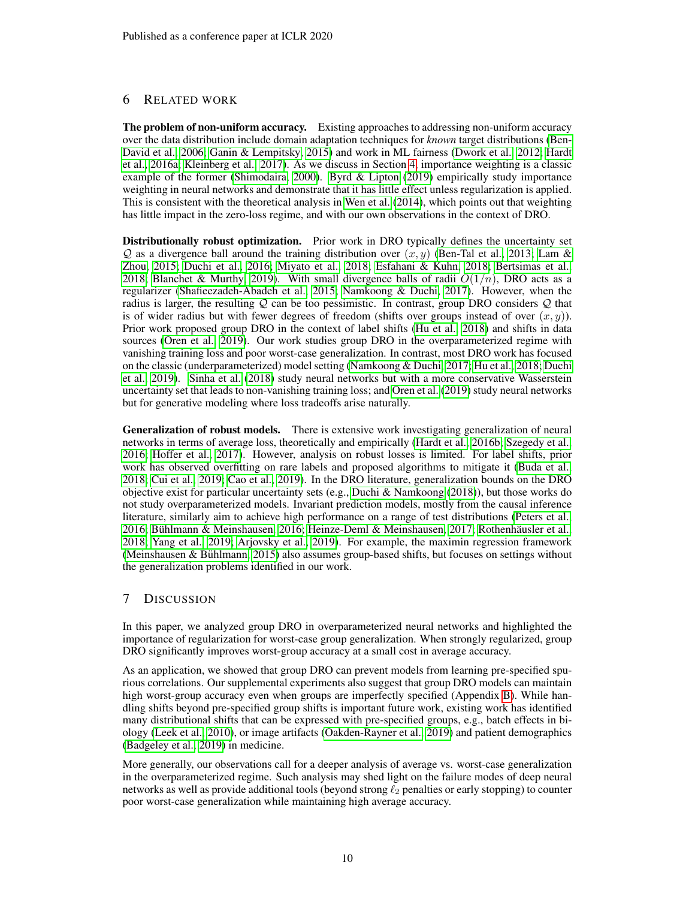## 6 Related work

**The problem of non-uniform accuracy.** Existing approaches to addressing non-uniform accuracy over the data distribution include domain adaptation techniques for *known* target distributions (Ben-David et al., 2006; Ganin & Lempitsky, 2015) and work in ML fairness (Dwork et al., 2012; Hardt et al., 2016a; Kleinberg et al., 2017). As we discuss in Section 4, importance weighting is a classic example of the former (Shimodaira, 2000). Byrd & Lipton (2019) empirically study importance weighting in neural networks and demonstrate that it has little effect unless regularization is applied. This is consistent with the theoretical analysis in Wen et al. (2014), which points out that weighting has little impact in the zero-loss regime, and with our own observations in the context of DRO.

**Distributionally robust optimization.** Prior work in DRO typically defines the uncertainty set $\mathcal{Q}$ as a divergence ball around the training distribution over $(x, y)$ (Ben-Tal et al., 2013; Lam & Zhou, 2015; Duchi et al., 2016; Miyato et al., 2018; Esfahani & Kuhn, 2018; Bertsimas et al., 2018; Blanchet & Murthy, 2019). With small divergence balls of radii $O(1/n)$, DRO acts as a regularizer (Shafieezadeh-Abadeh et al., 2015; Namkoong & Duchi, 2017). However, when the radius is larger, the resulting $\mathcal{Q}$ can be too pessimistic. In contrast, group DRO considers $\mathcal{Q}$ that is of wider radius but with fewer degrees of freedom (shifts over groups instead of over $(x, y)$). Prior work proposed group DRO in the context of label shifts (Hu et al., 2018) and shifts in data sources (Oren et al., 2019). Our work studies group DRO in the overparameterized regime with vanishing training loss and poor worst-case generalization. In contrast, most DRO work has focused on the classic (underparameterized) model setting (Namkoong & Duchi, 2017; Hu et al., 2018; Duchi et al., 2019). Sinha et al. (2018) study neural networks but with a more conservative Wasserstein uncertainty set that leads to non-vanishing training loss; and Oren et al. (2019) study neural networks but for generative modeling where loss tradeoffs arise naturally.

**Generalization of robust models.** There is extensive work investigating generalization of neural networks in terms of average loss, theoretically and empirically (Hardt et al., 2016b; Szegedy et al., 2016; Hoffer et al., 2017). However, analysis on robust losses is limited. For label shifts, prior work has observed overfitting on rare labels and proposed algorithms to mitigate it (Buda et al., 2018; Cui et al., 2019; Cao et al., 2019). In the DRO literature, generalization bounds on the DRO objective exist for particular uncertainty sets (e.g., Duchi & Namkoong (2018)), but those works do not study overparameterized models. Invariant prediction models, mostly from the causal inference literature, similarly aim to achieve high performance on a range of test distributions (Peters et al., 2016; Bühlmann & Meinshausen, 2016; Heinze-Deml & Meinshausen, 2017; Rothenhäusler et al., 2018; Yang et al., 2019; Arjovsky et al., 2019). For example, the maximin regression framework (Meinshausen & Bühlmann, 2015) also assumes group-based shifts, but focuses on settings without the generalization problems identified in our work.

## 7 Discussion

In this paper, we analyzed group DRO in overparameterized neural networks and highlighted the importance of regularization for worst-case group generalization. When strongly regularized, group DRO significantly improves worst-group accuracy at a small cost in average accuracy.

As an application, we showed that group DRO can prevent models from learning pre-specified spurious correlations. Our supplemental experiments also suggest that group DRO models can maintain high worst-group accuracy even when groups are imperfectly specified (Appendix B). While handling shifts beyond pre-specified group shifts is important future work, existing work has identified many distributional shifts that can be expressed with pre-specified groups, e.g., batch effects in biology (Leek et al., 2010), or image artifacts (Oakden-Rayner et al., 2019) and patient demographics (Badgeley et al., 2019) in medicine.

More generally, our observations call for a deeper analysis of average vs. worst-case generalization in the overparameterized regime. Such analysis may shed light on the failure modes of deep neural networks as well as provide additional tools (beyond strong $\ell_2$ penalties or early stopping) to counter poor worst-case generalization while maintaining high average accuracy.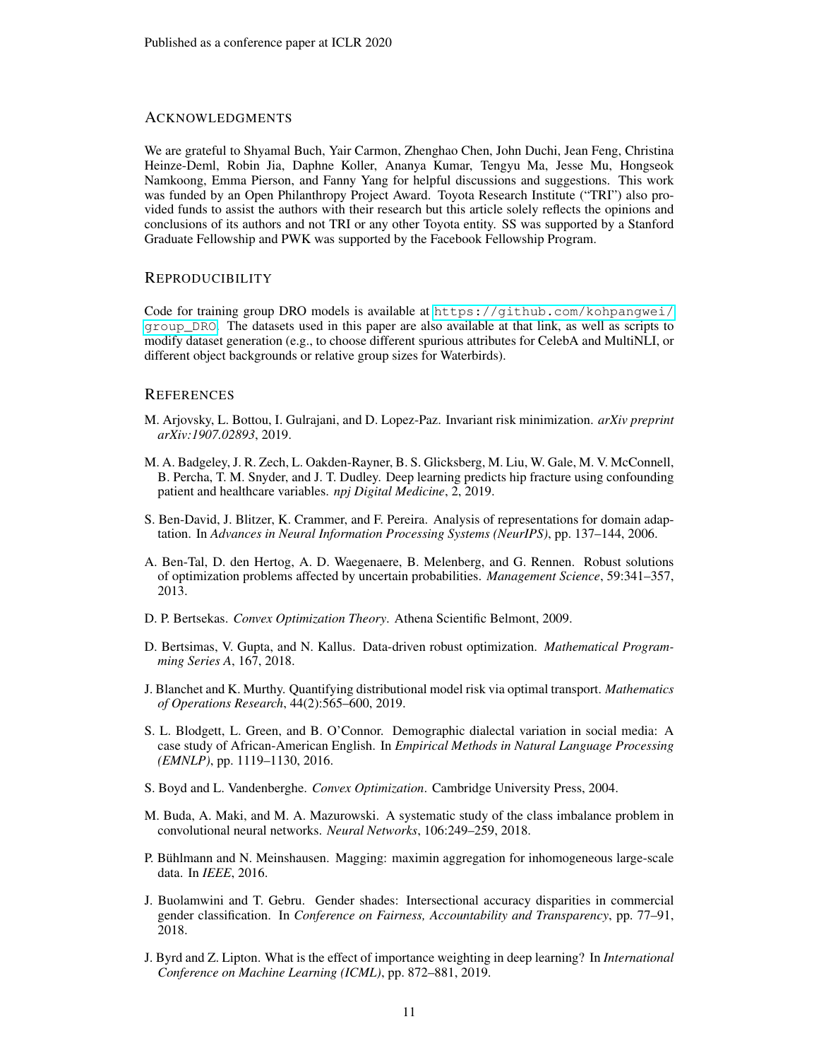## ACKNOWLEDGMENTS

We are grateful to Shyamal Buch, Yair Carmon, Zhenghao Chen, John Duchi, Jean Feng, Christina Heinze-Deml, Robin Jia, Daphne Koller, Ananya Kumar, Tengyu Ma, Jesse Mu, Hongseok Namkoong, Emma Pierson, and Fanny Yang for helpful discussions and suggestions. This work was funded by an Open Philanthropy Project Award. Toyota Research Institute ("TRI") also provided funds to assist the authors with their research but this article solely reflects the opinions and conclusions of its authors and not TRI or any other Toyota entity. SS was supported by a Stanford Graduate Fellowship and PWK was supported by the Facebook Fellowship Program.

## REPRODUCIBILITY

Code for training group DRO models is available at `https://github.com/kohpangwei/group_DRO`. The datasets used in this paper are also available at that link, as well as scripts to modify dataset generation (e.g., to choose different spurious attributes for CelebA and MultiNLI, or different object backgrounds or relative group sizes for Waterbirds).

## REFERENCES

M. Arjovsky, L. Bottou, I. Gulrajani, and D. Lopez-Paz. Invariant risk minimization. *arXiv preprint arXiv:1907.02893*, 2019.

M. A. Badgeley, J. R. Zech, L. Oakden-Rayner, B. S. Glicksberg, M. Liu, W. Gale, M. V. McConnell, B. Percha, T. M. Snyder, and J. T. Dudley. Deep learning predicts hip fracture using confounding patient and healthcare variables. *npj Digital Medicine*, 2, 2019.

S. Ben-David, J. Blitzer, K. Crammer, and F. Pereira. Analysis of representations for domain adaptation. In *Advances in Neural Information Processing Systems (NeurIPS)*, pp. 137–144, 2006.

A. Ben-Tal, D. den Hertog, A. D. Waegenaere, B. Melenberg, and G. Rennen. Robust solutions of optimization problems affected by uncertain probabilities. *Management Science*, 59:341–357, 2013.

D. P. Bertsekas. *Convex Optimization Theory*. Athena Scientific Belmont, 2009.

D. Bertsimas, V. Gupta, and N. Kallus. Data-driven robust optimization. *Mathematical Programming Series A*, 167, 2018.

J. Blanchet and K. Murthy. Quantifying distributional model risk via optimal transport. *Mathematics of Operations Research*, 44(2):565–600, 2019.

S. L. Blodgett, L. Green, and B. O'Connor. Demographic dialectal variation in social media: A case study of African-American English. In *Empirical Methods in Natural Language Processing (EMNLP)*, pp. 1119–1130, 2016.

S. Boyd and L. Vandenberghe. *Convex Optimization*. Cambridge University Press, 2004.

M. Buda, A. Maki, and M. A. Mazurowski. A systematic study of the class imbalance problem in convolutional neural networks. *Neural Networks*, 106:249–259, 2018.

P. Bühlmann and N. Meinshausen. Magging: maximin aggregation for inhomogeneous large-scale data. In *IEEE*, 2016.

J. Buolamwini and T. Gebru. Gender shades: Intersectional accuracy disparities in commercial gender classification. In *Conference on Fairness, Accountability and Transparency*, pp. 77–91, 2018.

J. Byrd and Z. Lipton. What is the effect of importance weighting in deep learning? In *International Conference on Machine Learning (ICML)*, pp. 872–881, 2019.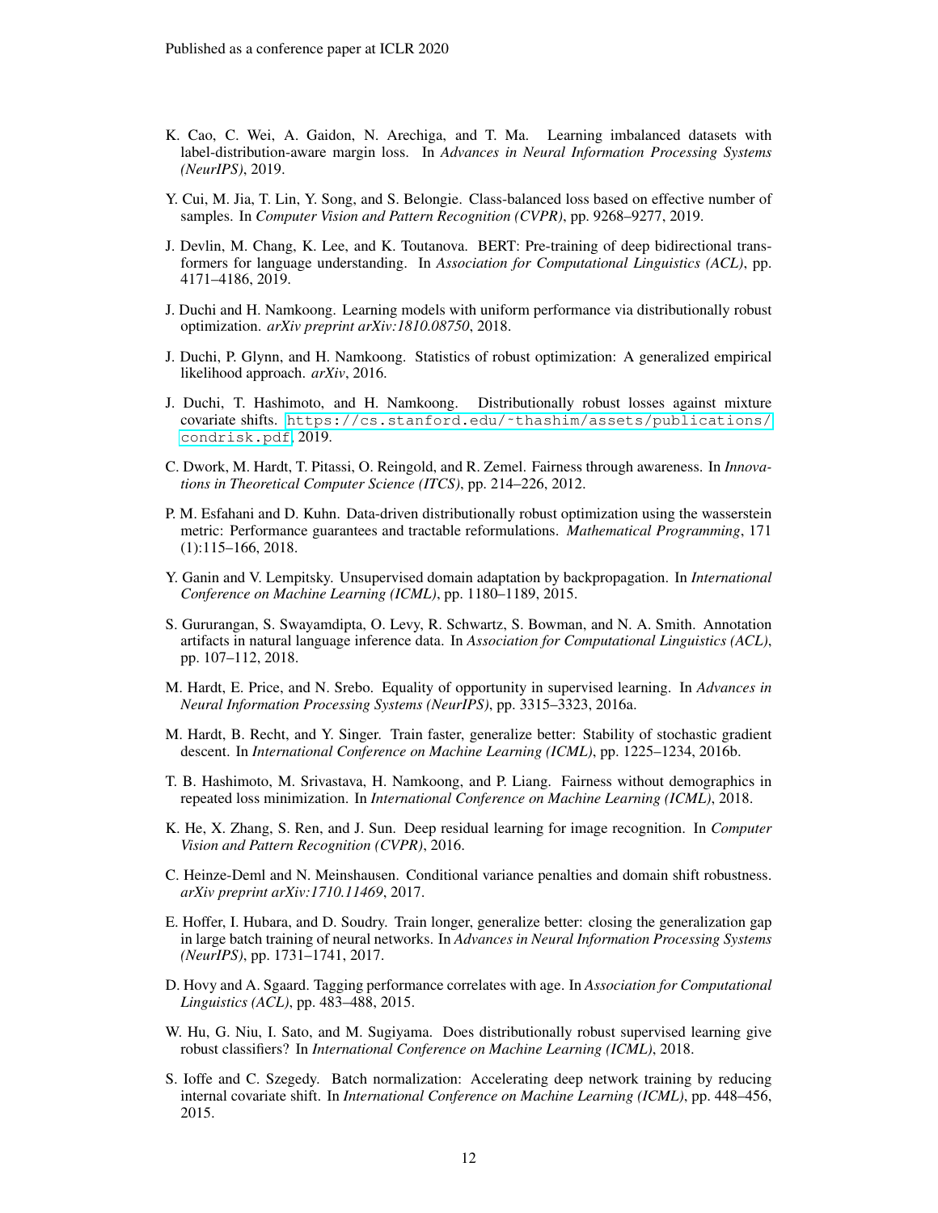K. Cao, C. Wei, A. Gaidon, N. Arechiga, and T. Ma. Learning imbalanced datasets with label-distribution-aware margin loss. In *Advances in Neural Information Processing Systems (NeurIPS)*, 2019.

Y. Cui, M. Jia, T. Lin, Y. Song, and S. Belongie. Class-balanced loss based on effective number of samples. In *Computer Vision and Pattern Recognition (CVPR)*, pp. 9268–9277, 2019.

J. Devlin, M. Chang, K. Lee, and K. Toutanova. BERT: Pre-training of deep bidirectional transformers for language understanding. In *Association for Computational Linguistics (ACL)*, pp. 4171–4186, 2019.

J. Duchi and H. Namkoong. Learning models with uniform performance via distributionally robust optimization. *arXiv preprint arXiv:1810.08750*, 2018.

J. Duchi, P. Glynn, and H. Namkoong. Statistics of robust optimization: A generalized empirical likelihood approach. *arXiv*, 2016.

J. Duchi, T. Hashimoto, and H. Namkoong. Distributionally robust losses against mixture covariate shifts. https://cs.stanford.edu/~thashim/assets/publications/condrisk.pdf, 2019.

C. Dwork, M. Hardt, T. Pitassi, O. Reingold, and R. Zemel. Fairness through awareness. In *Innovations in Theoretical Computer Science (ITCS)*, pp. 214–226, 2012.

P. M. Esfahani and D. Kuhn. Data-driven distributionally robust optimization using the wasserstein metric: Performance guarantees and tractable reformulations. *Mathematical Programming*, 171 (1):115–166, 2018.

Y. Ganin and V. Lempitsky. Unsupervised domain adaptation by backpropagation. In *International Conference on Machine Learning (ICML)*, pp. 1180–1189, 2015.

S. Gururangan, S. Swayamdipta, O. Levy, R. Schwartz, S. Bowman, and N. A. Smith. Annotation artifacts in natural language inference data. In *Association for Computational Linguistics (ACL)*, pp. 107–112, 2018.

M. Hardt, E. Price, and N. Srebo. Equality of opportunity in supervised learning. In *Advances in Neural Information Processing Systems (NeurIPS)*, pp. 3315–3323, 2016a.

M. Hardt, B. Recht, and Y. Singer. Train faster, generalize better: Stability of stochastic gradient descent. In *International Conference on Machine Learning (ICML)*, pp. 1225–1234, 2016b.

T. B. Hashimoto, M. Srivastava, H. Namkoong, and P. Liang. Fairness without demographics in repeated loss minimization. In *International Conference on Machine Learning (ICML)*, 2018.

K. He, X. Zhang, S. Ren, and J. Sun. Deep residual learning for image recognition. In *Computer Vision and Pattern Recognition (CVPR)*, 2016.

C. Heinze-Deml and N. Meinshausen. Conditional variance penalties and domain shift robustness. *arXiv preprint arXiv:1710.11469*, 2017.

E. Hoffer, I. Hubara, and D. Soudry. Train longer, generalize better: closing the generalization gap in large batch training of neural networks. In *Advances in Neural Information Processing Systems (NeurIPS)*, pp. 1731–1741, 2017.

D. Hovy and A. Sgaard. Tagging performance correlates with age. In *Association for Computational Linguistics (ACL)*, pp. 483–488, 2015.

W. Hu, G. Niu, I. Sato, and M. Sugiyama. Does distributionally robust supervised learning give robust classifiers? In *International Conference on Machine Learning (ICML)*, 2018.

S. Ioffe and C. Szegedy. Batch normalization: Accelerating deep network training by reducing internal covariate shift. In *International Conference on Machine Learning (ICML)*, pp. 448–456, 2015.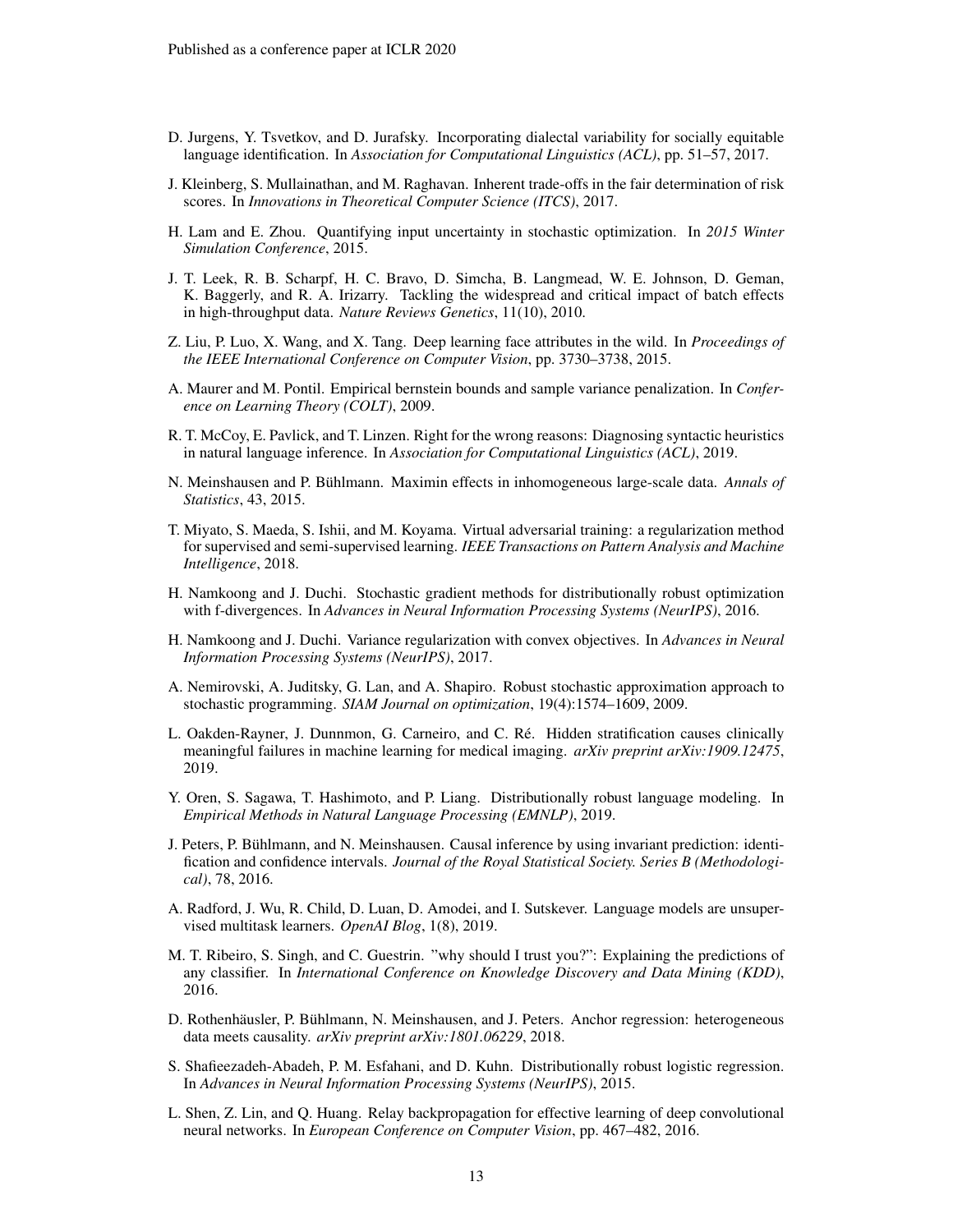D. Jurgens, Y. Tsvetkov, and D. Jurafsky. Incorporating dialectal variability for socially equitable language identification. In *Association for Computational Linguistics (ACL)*, pp. 51–57, 2017.

J. Kleinberg, S. Mullainathan, and M. Raghavan. Inherent trade-offs in the fair determination of risk scores. In *Innovations in Theoretical Computer Science (ITCS)*, 2017.

H. Lam and E. Zhou. Quantifying input uncertainty in stochastic optimization. In *2015 Winter Simulation Conference*, 2015.

J. T. Leek, R. B. Scharpf, H. C. Bravo, D. Simcha, B. Langmead, W. E. Johnson, D. Geman, K. Baggerly, and R. A. Irizarry. Tackling the widespread and critical impact of batch effects in high-throughput data. *Nature Reviews Genetics*, 11(10), 2010.

Z. Liu, P. Luo, X. Wang, and X. Tang. Deep learning face attributes in the wild. In *Proceedings of the IEEE International Conference on Computer Vision*, pp. 3730–3738, 2015.

A. Maurer and M. Pontil. Empirical bernstein bounds and sample variance penalization. In *Conference on Learning Theory (COLT)*, 2009.

R. T. McCoy, E. Pavlick, and T. Linzen. Right for the wrong reasons: Diagnosing syntactic heuristics in natural language inference. In *Association for Computational Linguistics (ACL)*, 2019.

N. Meinshausen and P. Bühlmann. Maximin effects in inhomogeneous large-scale data. *Annals of Statistics*, 43, 2015.

T. Miyato, S. Maeda, S. Ishii, and M. Koyama. Virtual adversarial training: a regularization method for supervised and semi-supervised learning. *IEEE Transactions on Pattern Analysis and Machine Intelligence*, 2018.

H. Namkoong and J. Duchi. Stochastic gradient methods for distributionally robust optimization with f-divergences. In *Advances in Neural Information Processing Systems (NeurIPS)*, 2016.

H. Namkoong and J. Duchi. Variance regularization with convex objectives. In *Advances in Neural Information Processing Systems (NeurIPS)*, 2017.

A. Nemirovski, A. Juditsky, G. Lan, and A. Shapiro. Robust stochastic approximation approach to stochastic programming. *SIAM Journal on optimization*, 19(4):1574–1609, 2009.

L. Oakden-Rayner, J. Dunnmon, G. Carneiro, and C. Ré. Hidden stratification causes clinically meaningful failures in machine learning for medical imaging. *arXiv preprint arXiv:1909.12475*, 2019.

Y. Oren, S. Sagawa, T. Hashimoto, and P. Liang. Distributionally robust language modeling. In *Empirical Methods in Natural Language Processing (EMNLP)*, 2019.

J. Peters, P. Bühlmann, and N. Meinshausen. Causal inference by using invariant prediction: identification and confidence intervals. *Journal of the Royal Statistical Society. Series B (Methodological)*, 78, 2016.

A. Radford, J. Wu, R. Child, D. Luan, D. Amodei, and I. Sutskever. Language models are unsupervised multitask learners. *OpenAI Blog*, 1(8), 2019.

M. T. Ribeiro, S. Singh, and C. Guestrin. "why should I trust you?": Explaining the predictions of any classifier. In *International Conference on Knowledge Discovery and Data Mining (KDD)*, 2016.

D. Rothenhäusler, P. Bühlmann, N. Meinshausen, and J. Peters. Anchor regression: heterogeneous data meets causality. *arXiv preprint arXiv:1801.06229*, 2018.

S. Shafieezadeh-Abadeh, P. M. Esfahani, and D. Kuhn. Distributionally robust logistic regression. In *Advances in Neural Information Processing Systems (NeurIPS)*, 2015.

L. Shen, Z. Lin, and Q. Huang. Relay backpropagation for effective learning of deep convolutional neural networks. In *European Conference on Computer Vision*, pp. 467–482, 2016.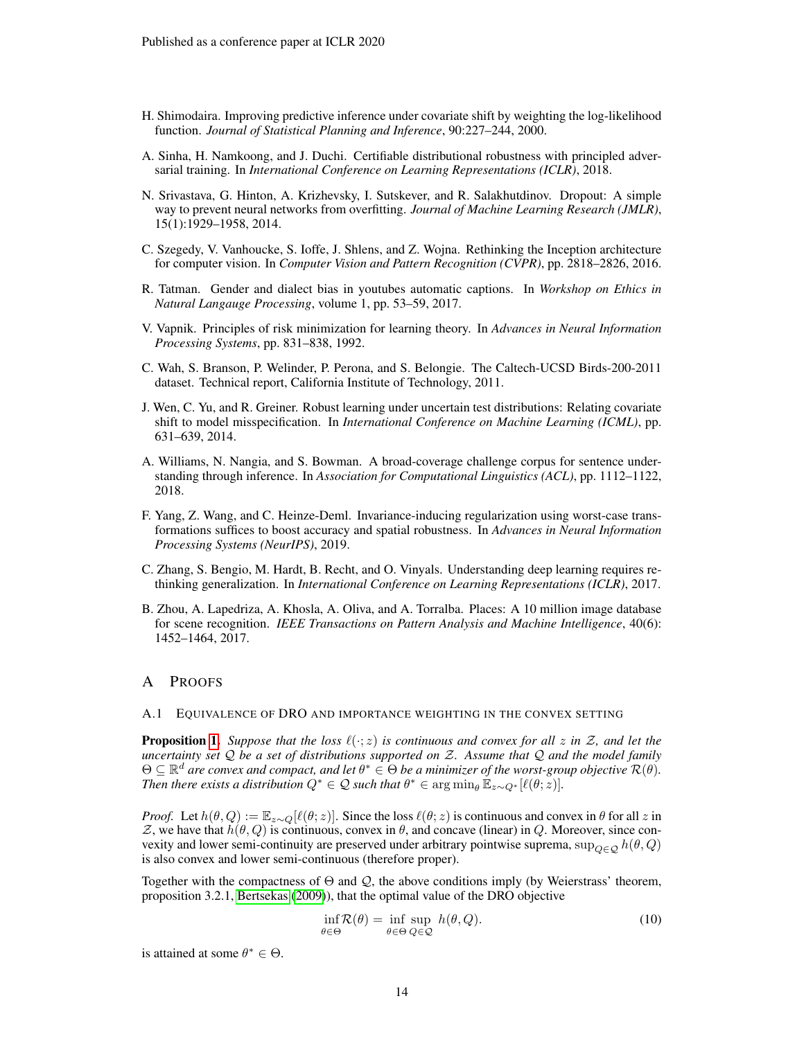H. Shimodaira. Improving predictive inference under covariate shift by weighting the log-likelihood function. *Journal of Statistical Planning and Inference*, 90:227–244, 2000.

A. Sinha, H. Namkoong, and J. Duchi. Certifiable distributional robustness with principled adversarial training. In *International Conference on Learning Representations (ICLR)*, 2018.

N. Srivastava, G. Hinton, A. Krizhevsky, I. Sutskever, and R. Salakhutdinov. Dropout: A simple way to prevent neural networks from overfitting. *Journal of Machine Learning Research (JMLR)*, 15(1):1929–1958, 2014.

C. Szegedy, V. Vanhoucke, S. Ioffe, J. Shlens, and Z. Wojna. Rethinking the Inception architecture for computer vision. In *Computer Vision and Pattern Recognition (CVPR)*, pp. 2818–2826, 2016.

R. Tatman. Gender and dialect bias in youtubes automatic captions. In *Workshop on Ethics in Natural Langauge Processing*, volume 1, pp. 53–59, 2017.

V. Vapnik. Principles of risk minimization for learning theory. In *Advances in Neural Information Processing Systems*, pp. 831–838, 1992.

C. Wah, S. Branson, P. Welinder, P. Perona, and S. Belongie. The Caltech-UCSD Birds-200-2011 dataset. Technical report, California Institute of Technology, 2011.

J. Wen, C. Yu, and R. Greiner. Robust learning under uncertain test distributions: Relating covariate shift to model misspecification. In *International Conference on Machine Learning (ICML)*, pp. 631–639, 2014.

A. Williams, N. Nangia, and S. Bowman. A broad-coverage challenge corpus for sentence understanding through inference. In *Association for Computational Linguistics (ACL)*, pp. 1112–1122, 2018.

F. Yang, Z. Wang, and C. Heinze-Deml. Invariance-inducing regularization using worst-case transformations suffices to boost accuracy and spatial robustness. In *Advances in Neural Information Processing Systems (NeurIPS)*, 2019.

C. Zhang, S. Bengio, M. Hardt, B. Recht, and O. Vinyals. Understanding deep learning requires rethinking generalization. In *International Conference on Learning Representations (ICLR)*, 2017.

B. Zhou, A. Lapedriza, A. Khosla, A. Oliva, and A. Torralba. Places: A 10 million image database for scene recognition. *IEEE Transactions on Pattern Analysis and Machine Intelligence*, 40(6): 1452–1464, 2017.

# A Proofs

## A.1 Equivalence of DRO and importance weighting in the convex setting

**Proposition 1.** *Suppose that the loss $\ell(\cdot; z)$ is continuous and convex for all $z$ in $\mathcal{Z}$, and let the uncertainty set $\mathcal{Q}$ be a set of distributions supported on $\mathcal{Z}$. Assume that $\mathcal{Q}$ and the model family $\Theta \subseteq \mathbb{R}^d$ are convex and compact, and let $\theta^* \in \Theta$ be a minimizer of the worst-group objective $\mathcal{R}(\theta)$. Then there exists a distribution $Q^* \in \mathcal{Q}$ such that $\theta^* \in \arg\min_\theta \mathbb{E}_{z\sim Q^*}[\ell(\theta; z)]$.*

*Proof.* Let $h(\theta, Q) := \mathbb{E}_{z\sim Q}[\ell(\theta; z)]$. Since the loss $\ell(\theta; z)$ is continuous and convex in $\theta$ for all $z$ in $\mathcal{Z}$, we have that $h(\theta, Q)$ is continuous, convex in $\theta$, and concave (linear) in $Q$. Moreover, since convexity and lower semi-continuity are preserved under arbitrary pointwise suprema, $\sup_{Q\in\mathcal{Q}} h(\theta, Q)$ is also convex and lower semi-continuous (therefore proper).

Together with the compactness of $\Theta$ and $\mathcal{Q}$, the above conditions imply (by Weierstrass' theorem, proposition 3.2.1, Bertsekas (2009)), that the optimal value of the DRO objective

$$\inf_{\theta\in\Theta} \mathcal{R}(\theta) = \inf_{\theta\in\Theta} \sup_{Q\in\mathcal{Q}} h(\theta, Q). \tag{10}$$

is attained at some $\theta^* \in \Theta$.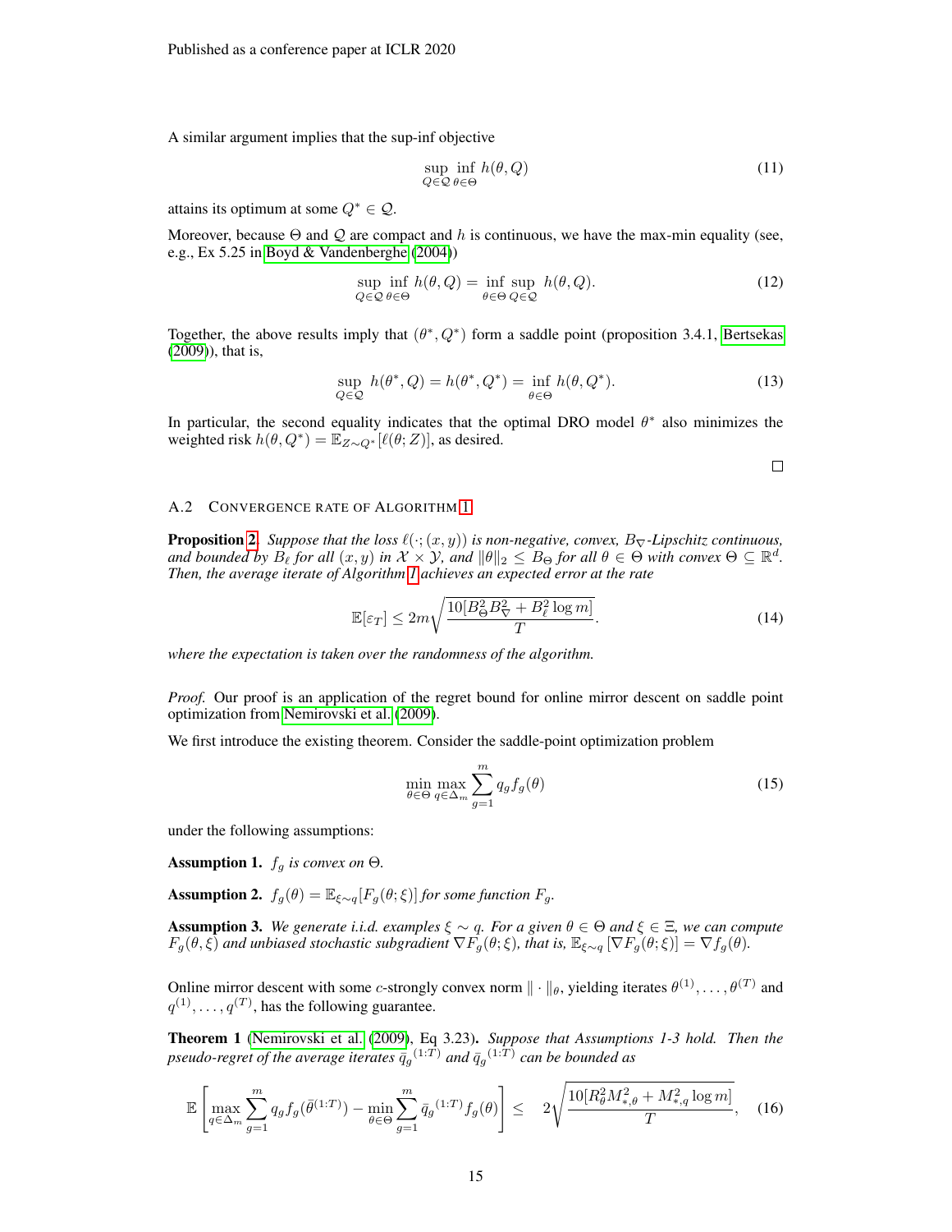A similar argument implies that the sup-inf objective

$$\sup_{Q \in \mathcal{Q}} \inf_{\theta \in \Theta} h(\theta, Q) \tag{11}$$

attains its optimum at some $Q^* \in \mathcal{Q}$.

Moreover, because $\Theta$ and $\mathcal{Q}$ are compact and $h$ is continuous, we have the max-min equality (see, e.g., Ex 5.25 in Boyd & Vandenberghe (2004))

$$\sup_{Q \in \mathcal{Q}} \inf_{\theta \in \Theta} h(\theta, Q) = \inf_{\theta \in \Theta} \sup_{Q \in \mathcal{Q}} h(\theta, Q). \tag{12}$$

Together, the above results imply that $(\theta^*, Q^*)$ form a saddle point (proposition 3.4.1, Bertsekas (2009)), that is,

$$\sup_{Q \in \mathcal{Q}} h(\theta^*, Q) = h(\theta^*, Q^*) = \inf_{\theta \in \Theta} h(\theta, Q^*). \tag{13}$$

In particular, the second equality indicates that the optimal DRO model $\theta^*$ also minimizes the weighted risk $h(\theta, Q^*) = \mathbb{E}_{Z \sim Q^*}[\ell(\theta; Z)]$, as desired.

□

### A.2 Convergence rate of Algorithm 1

**Proposition 2.** *Suppose that the loss $\ell(\cdot; (x, y))$ is non-negative, convex, $B_\nabla$-Lipschitz continuous, and bounded by $B_\ell$ for all $(x, y)$ in $\mathcal{X} \times \mathcal{Y}$, and $\|\theta\|_2 \leq B_\Theta$ for all $\theta \in \Theta$ with convex $\Theta \subseteq \mathbb{R}^d$. Then, the average iterate of Algorithm 1 achieves an expected error at the rate*

$$\mathbb{E}[\varepsilon_T] \leq 2m\sqrt{\frac{10[B_\Theta^2 B_\nabla^2 + B_\ell^2 \log m]}{T}}. \tag{14}$$

*where the expectation is taken over the randomness of the algorithm.*

*Proof.* Our proof is an application of the regret bound for online mirror descent on saddle point optimization from Nemirovski et al. (2009).

We first introduce the existing theorem. Consider the saddle-point optimization problem

$$\min_{\theta \in \Theta} \max_{q \in \Delta_m} \sum_{g=1}^{m} q_g f_g(\theta) \tag{15}$$

under the following assumptions:

**Assumption 1.** *$f_g$ is convex on $\Theta$.*

**Assumption 2.** *$f_g(\theta) = \mathbb{E}_{\xi \sim q}[F_g(\theta; \xi)]$ for some function $F_g$.*

**Assumption 3.** *We generate i.i.d. examples $\xi \sim q$. For a given $\theta \in \Theta$ and $\xi \in \Xi$, we can compute $F_g(\theta, \xi)$ and unbiased stochastic subgradient $\nabla F_g(\theta; \xi)$, that is, $\mathbb{E}_{\xi \sim q}[\nabla F_g(\theta; \xi)] = \nabla f_g(\theta)$.*

Online mirror descent with some $c$-strongly convex norm $\|\cdot\|_\theta$, yielding iterates $\theta^{(1)}, \ldots, \theta^{(T)}$ and $q^{(1)}, \ldots, q^{(T)}$, has the following guarantee.

**Theorem 1** (Nemirovski et al. (2009), Eq 3.23). *Suppose that Assumptions 1-3 hold. Then the pseudo-regret of the average iterates $\bar{q}_g{}^{(1:T)}$ and $\bar{q}_g{}^{(1:T)}$ can be bounded as*

$$\mathbb{E}\left[\max_{q \in \Delta_m} \sum_{g=1}^{m} q_g f_g(\bar{\theta}^{(1:T)}) - \min_{\theta \in \Theta} \sum_{g=1}^{m} \bar{q}_g{}^{(1:T)} f_g(\theta)\right] \leq \quad 2\sqrt{\frac{10[R_\theta^2 M_{*,\theta}^2 + M_{*,q}^2 \log m]}{T}}, \tag{16}$$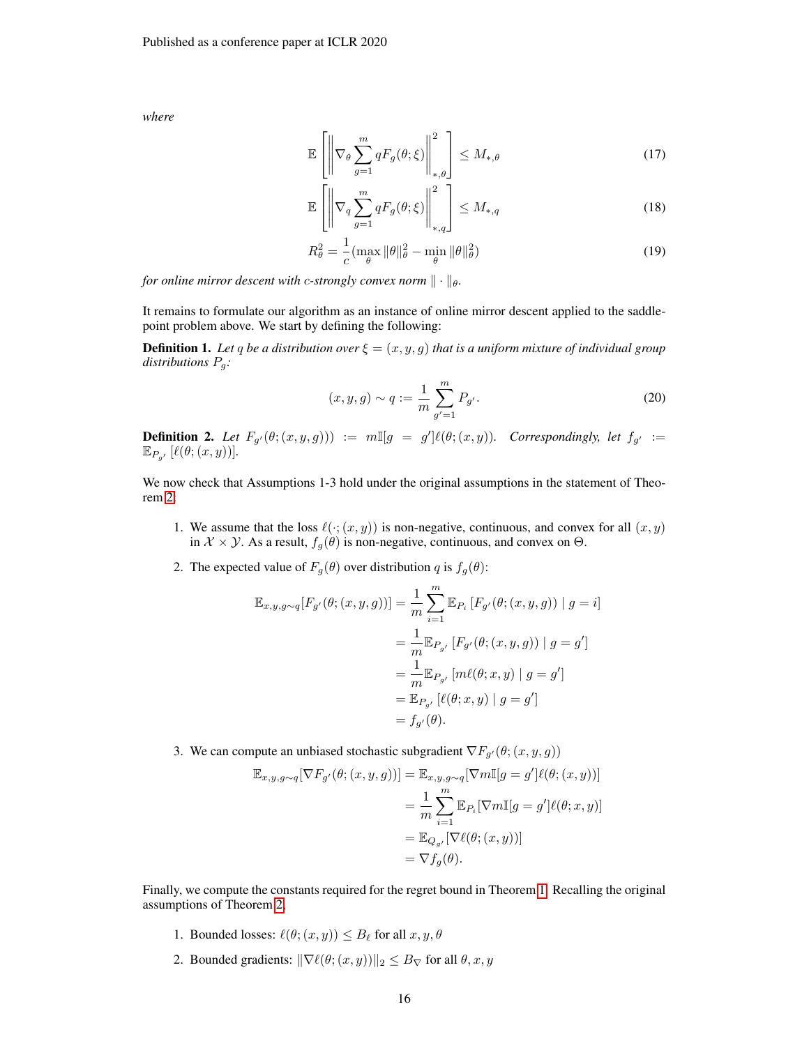*where*

$$\mathbb{E}\left[\left\|\nabla_\theta \sum_{g=1}^{m} qF_g(\theta;\xi)\right\|_{*,\theta}^2\right] \le M_{*,\theta} \tag{17}$$

$$\mathbb{E}\left[\left\|\nabla_q \sum_{g=1}^{m} qF_g(\theta;\xi)\right\|_{*,q}^2\right] \le M_{*,q} \tag{18}$$

$$R_\theta^2 = \frac{1}{c}(\max_\theta \|\theta\|_\theta^2 - \min_\theta \|\theta\|_\theta^2) \tag{19}$$

*for online mirror descent with $c$-strongly convex norm $\|\cdot\|_\theta$.*

It remains to formulate our algorithm as an instance of online mirror descent applied to the saddle-point problem above. We start by defining the following:

**Definition 1.** *Let $q$ be a distribution over $\xi = (x, y, g)$ that is a uniform mixture of individual group distributions $P_g$:*

$$(x, y, g) \sim q := \frac{1}{m}\sum_{g'=1}^{m} P_{g'}. \tag{20}$$

**Definition 2.** *Let $F_{g'}(\theta;(x,y,g))) := m\mathbb{I}[g = g']\ell(\theta;(x,y))$. Correspondingly, let $f_{g'} := \mathbb{E}_{P_{g'}}[\ell(\theta;(x,y))]$.*

We now check that Assumptions 1-3 hold under the original assumptions in the statement of Theorem 2:

1. We assume that the loss $\ell(\cdot;(x,y))$ is non-negative, continuous, and convex for all $(x,y)$ in $\mathcal{X}\times\mathcal{Y}$. As a result, $f_g(\theta)$ is non-negative, continuous, and convex on $\Theta$.

2. The expected value of $F_g(\theta)$ over distribution $q$ is $f_g(\theta)$:

$$\begin{aligned}
\mathbb{E}_{x,y,g\sim q}[F_{g'}(\theta;(x,y,g))] &= \frac{1}{m}\sum_{i=1}^{m}\mathbb{E}_{P_i}\left[F_{g'}(\theta;(x,y,g)) \mid g = i\right] \\
&= \frac{1}{m}\mathbb{E}_{P_{g'}}\left[F_{g'}(\theta;(x,y,g)) \mid g = g'\right] \\
&= \frac{1}{m}\mathbb{E}_{P_{g'}}\left[m\ell(\theta;x,y) \mid g = g'\right] \\
&= \mathbb{E}_{P_{g'}}\left[\ell(\theta;x,y) \mid g = g'\right] \\
&= f_{g'}(\theta).
\end{aligned}$$

3. We can compute an unbiased stochastic subgradient $\nabla F_{g'}(\theta;(x,y,g))$

$$\begin{aligned}
\mathbb{E}_{x,y,g\sim q}[\nabla F_{g'}(\theta;(x,y,g))] &= \mathbb{E}_{x,y,g\sim q}[\nabla m\mathbb{I}[g = g']\ell(\theta;(x,y))] \\
&= \frac{1}{m}\sum_{i=1}^{m}\mathbb{E}_{P_i}[\nabla m\mathbb{I}[g = g']\ell(\theta;x,y)] \\
&= \mathbb{E}_{Q_{g'}}[\nabla\ell(\theta;(x,y))] \\
&= \nabla f_g(\theta).
\end{aligned}$$

Finally, we compute the constants required for the regret bound in Theorem 1. Recalling the original assumptions of Theorem 2,

1. Bounded losses: $\ell(\theta;(x,y)) \le B_\ell$ for all $x, y, \theta$
2. Bounded gradients: $\|\nabla\ell(\theta;(x,y))\|_2 \le B_\nabla$ for all $\theta, x, y$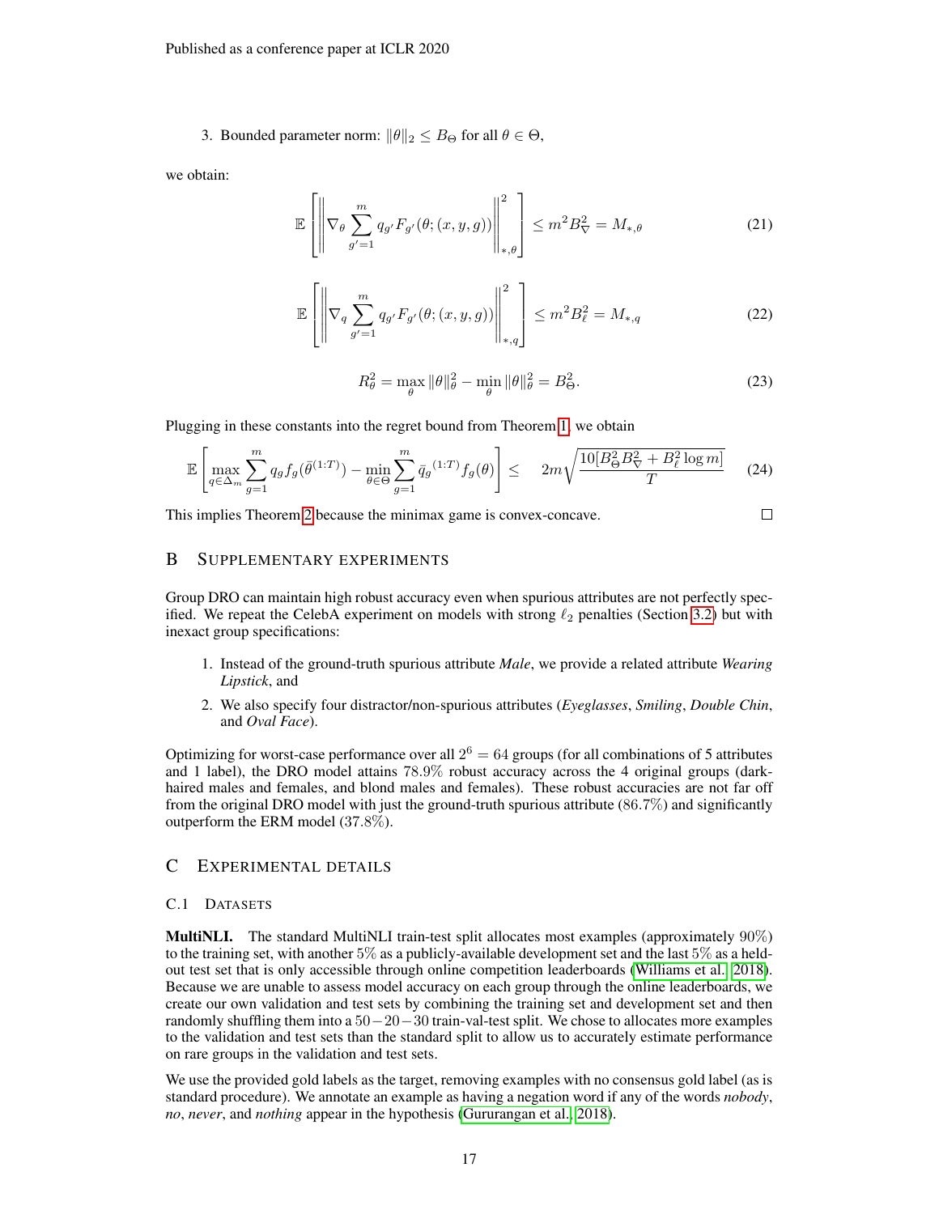3. Bounded parameter norm: $\|\theta\|_2 \le B_\Theta$ for all $\theta \in \Theta$,

we obtain:

$$\mathbb{E}\left[\left\|\nabla_\theta \sum_{g'=1}^{m} q_{g'} F_{g'}(\theta; (x, y, g))\right\|_{*,\theta}^2\right] \le m^2 B_\nabla^2 = M_{*,\theta} \tag{21}$$

$$\mathbb{E}\left[\left\|\nabla_q \sum_{g'=1}^{m} q_{g'} F_{g'}(\theta; (x, y, g))\right\|_{*,q}^2\right] \le m^2 B_\ell^2 = M_{*,q} \tag{22}$$

$$R_\theta^2 = \max_\theta \|\theta\|_\theta^2 - \min_\theta \|\theta\|_\theta^2 = B_\Theta^2. \tag{23}$$

Plugging in these constants into the regret bound from Theorem 1, we obtain

$$\mathbb{E}\left[\max_{q \in \Delta_m} \sum_{g=1}^{m} q_g f_g(\bar{\theta}^{(1:T)}) - \min_{\theta \in \Theta} \sum_{g=1}^{m} \bar{q}_g{}^{(1:T)} f_g(\theta)\right] \le \quad 2m\sqrt{\frac{10[B_\Theta^2 B_\nabla^2 + B_\ell^2 \log m]}{T}} \tag{24}$$

This implies Theorem 2 because the minimax game is convex-concave. □

# B Supplementary Experiments

Group DRO can maintain high robust accuracy even when spurious attributes are not perfectly specified. We repeat the CelebA experiment on models with strong $\ell_2$ penalties (Section 3.2) but with inexact group specifications:

1. Instead of the ground-truth spurious attribute *Male*, we provide a related attribute *Wearing Lipstick*, and
2. We also specify four distractor/non-spurious attributes (*Eyeglasses*, *Smiling*, *Double Chin*, and *Oval Face*).

Optimizing for worst-case performance over all $2^6 = 64$ groups (for all combinations of 5 attributes and 1 label), the DRO model attains 78.9% robust accuracy across the 4 original groups (dark-haired males and females, and blond males and females). These robust accuracies are not far off from the original DRO model with just the ground-truth spurious attribute (86.7%) and significantly outperform the ERM model (37.8%).

# C Experimental Details

## C.1 Datasets

**MultiNLI.** The standard MultiNLI train-test split allocates most examples (approximately 90%) to the training set, with another 5% as a publicly-available development set and the last 5% as a held-out test set that is only accessible through online competition leaderboards (Williams et al., 2018). Because we are unable to assess model accuracy on each group through the online leaderboards, we create our own validation and test sets by combining the training set and development set and then randomly shuffling them into a $50-20-30$ train-val-test split. We chose to allocates more examples to the validation and test sets than the standard split to allow us to accurately estimate performance on rare groups in the validation and test sets.

We use the provided gold labels as the target, removing examples with no consensus gold label (as is standard procedure). We annotate an example as having a negation word if any of the words *nobody*, *no*, *never*, and *nothing* appear in the hypothesis (Gururangan et al., 2018).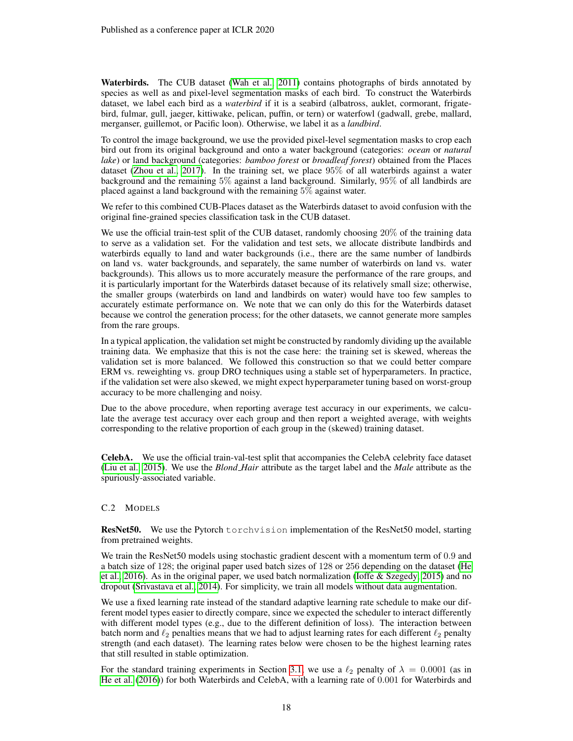**Waterbirds.** The CUB dataset (Wah et al., 2011) contains photographs of birds annotated by species as well as and pixel-level segmentation masks of each bird. To construct the Waterbirds dataset, we label each bird as a *waterbird* if it is a seabird (albatross, auklet, cormorant, frigatebird, fulmar, gull, jaeger, kittiwake, pelican, puffin, or tern) or waterfowl (gadwall, grebe, mallard, merganser, guillemot, or Pacific loon). Otherwise, we label it as a *landbird*.

To control the image background, we use the provided pixel-level segmentation masks to crop each bird out from its original background and onto a water background (categories: *ocean* or *natural lake*) or land background (categories: *bamboo forest* or *broadleaf forest*) obtained from the Places dataset (Zhou et al., 2017). In the training set, we place $95\%$ of all waterbirds against a water background and the remaining $5\%$ against a land background. Similarly, $95\%$ of all landbirds are placed against a land background with the remaining $5\%$ against water.

We refer to this combined CUB-Places dataset as the Waterbirds dataset to avoid confusion with the original fine-grained species classification task in the CUB dataset.

We use the official train-test split of the CUB dataset, randomly choosing $20\%$ of the training data to serve as a validation set. For the validation and test sets, we allocate distribute landbirds and waterbirds equally to land and water backgrounds (i.e., there are the same number of landbirds on land vs. water backgrounds, and separately, the same number of waterbirds on land vs. water backgrounds). This allows us to more accurately measure the performance of the rare groups, and it is particularly important for the Waterbirds dataset because of its relatively small size; otherwise, the smaller groups (waterbirds on land and landbirds on water) would have too few samples to accurately estimate performance on. We note that we can only do this for the Waterbirds dataset because we control the generation process; for the other datasets, we cannot generate more samples from the rare groups.

In a typical application, the validation set might be constructed by randomly dividing up the available training data. We emphasize that this is not the case here: the training set is skewed, whereas the validation set is more balanced. We followed this construction so that we could better compare ERM vs. reweighting vs. group DRO techniques using a stable set of hyperparameters. In practice, if the validation set were also skewed, we might expect hyperparameter tuning based on worst-group accuracy to be more challenging and noisy.

Due to the above procedure, when reporting average test accuracy in our experiments, we calculate the average test accuracy over each group and then report a weighted average, with weights corresponding to the relative proportion of each group in the (skewed) training dataset.

**CelebA.** We use the official train-val-test split that accompanies the CelebA celebrity face dataset (Liu et al., 2015). We use the *Blond_Hair* attribute as the target label and the *Male* attribute as the spuriously-associated variable.

### C.2 Models

**ResNet50.** We use the Pytorch `torchvision` implementation of the ResNet50 model, starting from pretrained weights.

We train the ResNet50 models using stochastic gradient descent with a momentum term of $0.9$ and a batch size of $128$; the original paper used batch sizes of $128$ or $256$ depending on the dataset (He et al., 2016). As in the original paper, we used batch normalization (Ioffe & Szegedy, 2015) and no dropout (Srivastava et al., 2014). For simplicity, we train all models without data augmentation.

We use a fixed learning rate instead of the standard adaptive learning rate schedule to make our different model types easier to directly compare, since we expected the scheduler to interact differently with different model types (e.g., due to the different definition of loss). The interaction between batch norm and $\ell_2$ penalties means that we had to adjust learning rates for each different $\ell_2$ penalty strength (and each dataset). The learning rates below were chosen to be the highest learning rates that still resulted in stable optimization.

For the standard training experiments in Section 3.1, we use a $\ell_2$ penalty of $\lambda = 0.0001$ (as in He et al. (2016)) for both Waterbirds and CelebA, with a learning rate of $0.001$ for Waterbirds and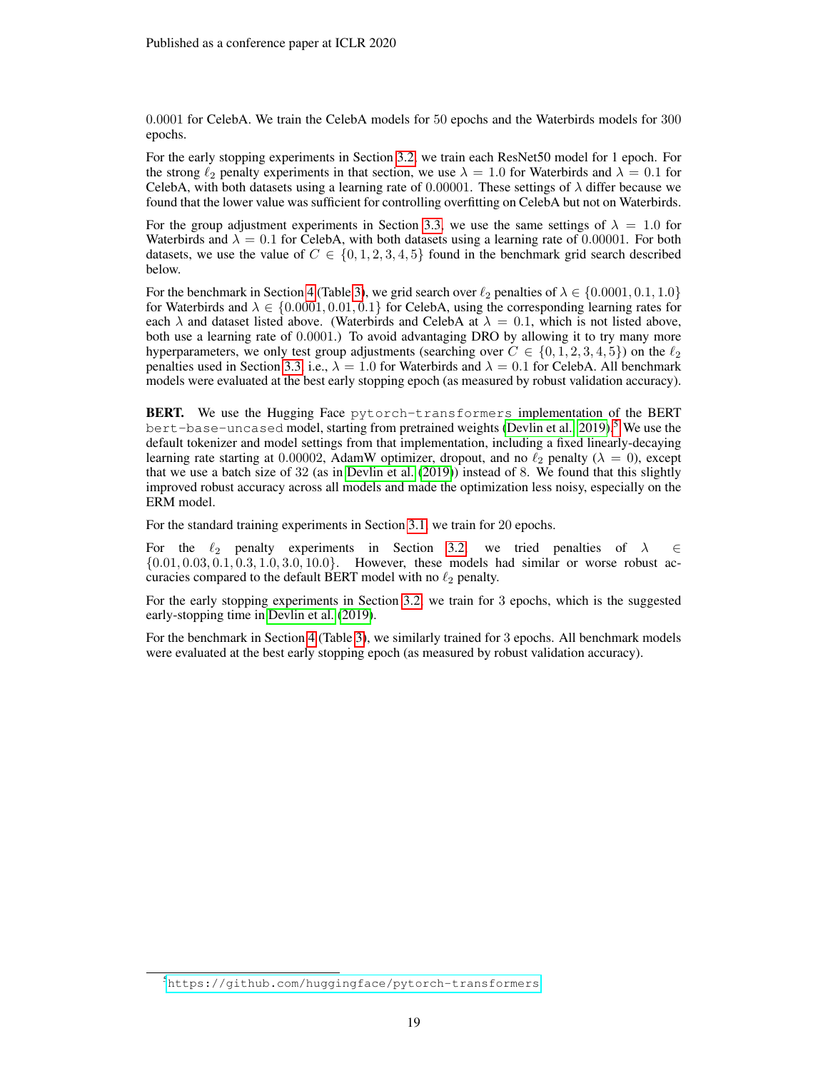0.0001 for CelebA. We train the CelebA models for 50 epochs and the Waterbirds models for 300 epochs.

For the early stopping experiments in Section 3.2, we train each ResNet50 model for 1 epoch. For the strong $\ell_2$ penalty experiments in that section, we use $\lambda = 1.0$ for Waterbirds and $\lambda = 0.1$ for CelebA, with both datasets using a learning rate of 0.00001. These settings of $\lambda$ differ because we found that the lower value was sufficient for controlling overfitting on CelebA but not on Waterbirds.

For the group adjustment experiments in Section 3.3, we use the same settings of $\lambda = 1.0$ for Waterbirds and $\lambda = 0.1$ for CelebA, with both datasets using a learning rate of 0.00001. For both datasets, we use the value of $C \in \{0, 1, 2, 3, 4, 5\}$ found in the benchmark grid search described below.

For the benchmark in Section 4 (Table 3), we grid search over $\ell_2$ penalties of $\lambda \in \{0.0001, 0.1, 1.0\}$ for Waterbirds and $\lambda \in \{0.0001, 0.01, 0.1\}$ for CelebA, using the corresponding learning rates for each $\lambda$ and dataset listed above. (Waterbirds and CelebA at $\lambda = 0.1$, which is not listed above, both use a learning rate of 0.0001.) To avoid advantaging DRO by allowing it to try many more hyperparameters, we only test group adjustments (searching over $C \in \{0, 1, 2, 3, 4, 5\}$) on the $\ell_2$ penalties used in Section 3.3, i.e., $\lambda = 1.0$ for Waterbirds and $\lambda = 0.1$ for CelebA. All benchmark models were evaluated at the best early stopping epoch (as measured by robust validation accuracy).

**BERT.** We use the Hugging Face `pytorch-transformers` implementation of the BERT `bert-base-uncased` model, starting from pretrained weights (Devlin et al., 2019).[5] We use the default tokenizer and model settings from that implementation, including a fixed linearly-decaying learning rate starting at 0.00002, AdamW optimizer, dropout, and no $\ell_2$ penalty ($\lambda = 0$), except that we use a batch size of 32 (as in Devlin et al. (2019)) instead of 8. We found that this slightly improved robust accuracy across all models and made the optimization less noisy, especially on the ERM model.

For the standard training experiments in Section 3.1, we train for 20 epochs.

For the $\ell_2$ penalty experiments in Section 3.2, we tried penalties of $\lambda \in \{0.01, 0.03, 0.1, 0.3, 1.0, 3.0, 10.0\}$. However, these models had similar or worse robust accuracies compared to the default BERT model with no $\ell_2$ penalty.

For the early stopping experiments in Section 3.2, we train for 3 epochs, which is the suggested early-stopping time in Devlin et al. (2019).

For the benchmark in Section 4 (Table 3), we similarly trained for 3 epochs. All benchmark models were evaluated at the best early stopping epoch (as measured by robust validation accuracy).

[5] https://github.com/huggingface/pytorch-transformers